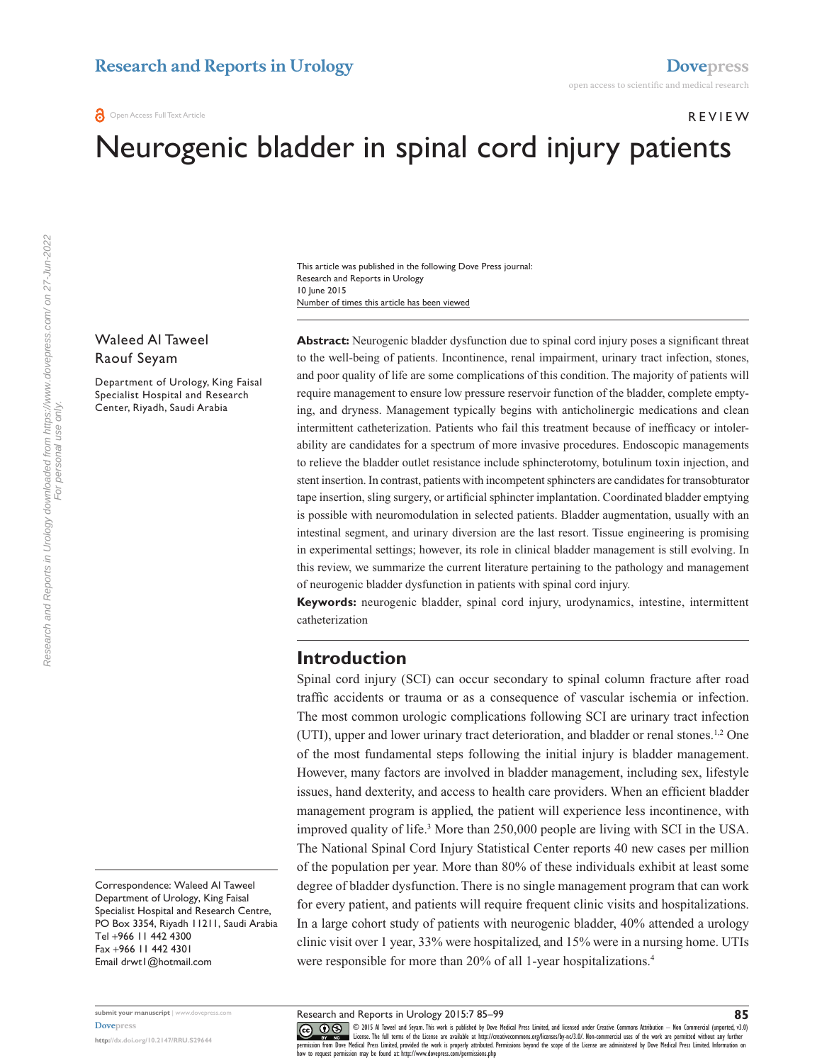REVIEW

# Neurogenic bladder in spinal cord injury patients

This article was published in the following Dove Press journal:
Research and Reports in Urology
10 June 2015
Number of times this article has been viewed

Waleed Al Taweel
Raouf Seyam

Department of Urology, King Faisal Specialist Hospital and Research Center, Riyadh, Saudi Arabia

Correspondence: Waleed Al Taweel
Department of Urology, King Faisal Specialist Hospital and Research Centre, PO Box 3354, Riyadh 11211, Saudi Arabia
Tel +966 11 442 4300
Fax +966 11 442 4301
Email drwt1@hotmail.com

**Abstract:** Neurogenic bladder dysfunction due to spinal cord injury poses a significant threat to the well-being of patients. Incontinence, renal impairment, urinary tract infection, stones, and poor quality of life are some complications of this condition. The majority of patients will require management to ensure low pressure reservoir function of the bladder, complete emptying, and dryness. Management typically begins with anticholinergic medications and clean intermittent catheterization. Patients who fail this treatment because of inefficacy or intolerability are candidates for a spectrum of more invasive procedures. Endoscopic managements to relieve the bladder outlet resistance include sphincterotomy, botulinum toxin injection, and stent insertion. In contrast, patients with incompetent sphincters are candidates for transobturator tape insertion, sling surgery, or artificial sphincter implantation. Coordinated bladder emptying is possible with neuromodulation in selected patients. Bladder augmentation, usually with an intestinal segment, and urinary diversion are the last resort. Tissue engineering is promising in experimental settings; however, its role in clinical bladder management is still evolving. In this review, we summarize the current literature pertaining to the pathology and management of neurogenic bladder dysfunction in patients with spinal cord injury.

**Keywords:** neurogenic bladder, spinal cord injury, urodynamics, intestine, intermittent catheterization

## Introduction

Spinal cord injury (SCI) can occur secondary to spinal column fracture after road traffic accidents or trauma or as a consequence of vascular ischemia or infection. The most common urologic complications following SCI are urinary tract infection (UTI), upper and lower urinary tract deterioration, and bladder or renal stones.[1,2] One of the most fundamental steps following the initial injury is bladder management. However, many factors are involved in bladder management, including sex, lifestyle issues, hand dexterity, and access to health care providers. When an efficient bladder management program is applied, the patient will experience less incontinence, with improved quality of life.[3] More than 250,000 people are living with SCI in the USA. The National Spinal Cord Injury Statistical Center reports 40 new cases per million of the population per year. More than 80% of these individuals exhibit at least some degree of bladder dysfunction. There is no single management program that can work for every patient, and patients will require frequent clinic visits and hospitalizations. In a large cohort study of patients with neurogenic bladder, 40% attended a urology clinic visit over 1 year, 33% were hospitalized, and 15% were in a nursing home. UTIs were responsible for more than 20% of all 1-year hospitalizations.[4]

© 2015 Al Taweel and Seyam. This work is published by Dove Medical Press Limited, and licensed under Creative Commons Attribution – Non Commercial (unported, v3.0) License. The full terms of the License are available at http://creativecommons.org/licenses/by-nc/3.0/. Non-commercial uses of the work are permitted without any further permission from Dove Medical Press Limited, provided the work is properly attributed. Permissions beyond the scope of the License are administered by Dove Medical Press Limited. Information on how to request permission may be found at: http://www.dovepress.com/permissions.php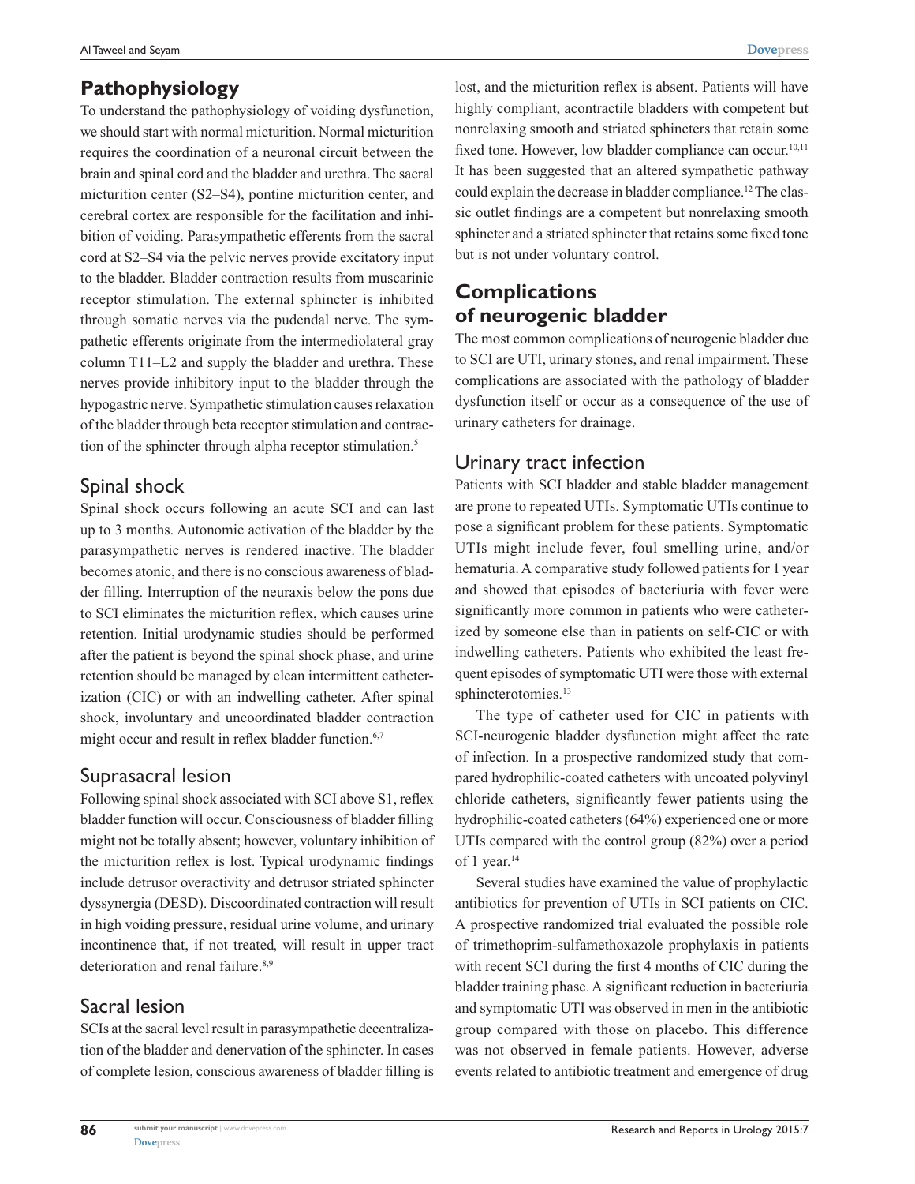## Pathophysiology

To understand the pathophysiology of voiding dysfunction, we should start with normal micturition. Normal micturition requires the coordination of a neuronal circuit between the brain and spinal cord and the bladder and urethra. The sacral micturition center (S2–S4), pontine micturition center, and cerebral cortex are responsible for the facilitation and inhibition of voiding. Parasympathetic efferents from the sacral cord at S2–S4 via the pelvic nerves provide excitatory input to the bladder. Bladder contraction results from muscarinic receptor stimulation. The external sphincter is inhibited through somatic nerves via the pudendal nerve. The sympathetic efferents originate from the intermediolateral gray column T11–L2 and supply the bladder and urethra. These nerves provide inhibitory input to the bladder through the hypogastric nerve. Sympathetic stimulation causes relaxation of the bladder through beta receptor stimulation and contraction of the sphincter through alpha receptor stimulation.[5]

### Spinal shock

Spinal shock occurs following an acute SCI and can last up to 3 months. Autonomic activation of the bladder by the parasympathetic nerves is rendered inactive. The bladder becomes atonic, and there is no conscious awareness of bladder filling. Interruption of the neuraxis below the pons due to SCI eliminates the micturition reflex, which causes urine retention. Initial urodynamic studies should be performed after the patient is beyond the spinal shock phase, and urine retention should be managed by clean intermittent catheterization (CIC) or with an indwelling catheter. After spinal shock, involuntary and uncoordinated bladder contraction might occur and result in reflex bladder function.[6,7]

### Suprasacral lesion

Following spinal shock associated with SCI above S1, reflex bladder function will occur. Consciousness of bladder filling might not be totally absent; however, voluntary inhibition of the micturition reflex is lost. Typical urodynamic findings include detrusor overactivity and detrusor striated sphincter dyssynergia (DESD). Discoordinated contraction will result in high voiding pressure, residual urine volume, and urinary incontinence that, if not treated, will result in upper tract deterioration and renal failure.[8,9]

### Sacral lesion

SCIs at the sacral level result in parasympathetic decentralization of the bladder and denervation of the sphincter. In cases of complete lesion, conscious awareness of bladder filling is lost, and the micturition reflex is absent. Patients will have highly compliant, acontractile bladders with competent but nonrelaxing smooth and striated sphincters that retain some fixed tone. However, low bladder compliance can occur.[10,11] It has been suggested that an altered sympathetic pathway could explain the decrease in bladder compliance.[12] The classic outlet findings are a competent but nonrelaxing smooth sphincter and a striated sphincter that retains some fixed tone but is not under voluntary control.

## Complications of neurogenic bladder

The most common complications of neurogenic bladder due to SCI are UTI, urinary stones, and renal impairment. These complications are associated with the pathology of bladder dysfunction itself or occur as a consequence of the use of urinary catheters for drainage.

### Urinary tract infection

Patients with SCI bladder and stable bladder management are prone to repeated UTIs. Symptomatic UTIs continue to pose a significant problem for these patients. Symptomatic UTIs might include fever, foul smelling urine, and/or hematuria. A comparative study followed patients for 1 year and showed that episodes of bacteriuria with fever were significantly more common in patients who were catheterized by someone else than in patients on self-CIC or with indwelling catheters. Patients who exhibited the least frequent episodes of symptomatic UTI were those with external sphincterotomies.[13]

The type of catheter used for CIC in patients with SCI-neurogenic bladder dysfunction might affect the rate of infection. In a prospective randomized study that compared hydrophilic-coated catheters with uncoated polyvinyl chloride catheters, significantly fewer patients using the hydrophilic-coated catheters (64%) experienced one or more UTIs compared with the control group (82%) over a period of 1 year.[14]

Several studies have examined the value of prophylactic antibiotics for prevention of UTIs in SCI patients on CIC. A prospective randomized trial evaluated the possible role of trimethoprim-sulfamethoxazole prophylaxis in patients with recent SCI during the first 4 months of CIC during the bladder training phase. A significant reduction in bacteriuria and symptomatic UTI was observed in men in the antibiotic group compared with those on placebo. This difference was not observed in female patients. However, adverse events related to antibiotic treatment and emergence of drug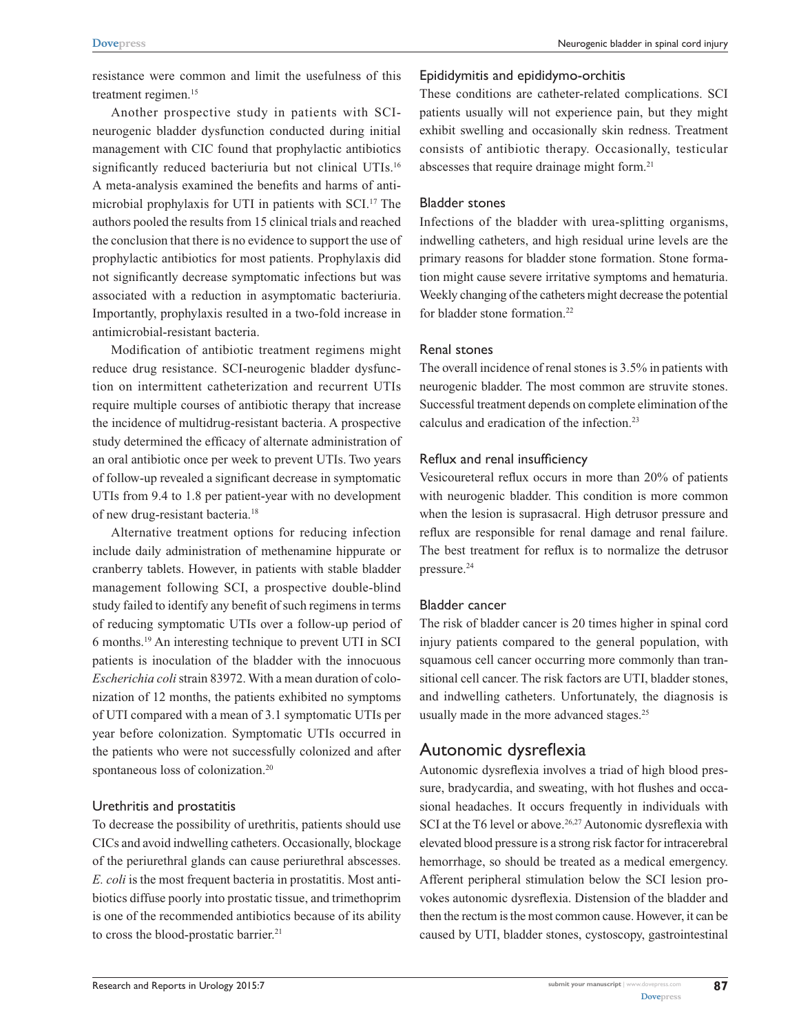resistance were common and limit the usefulness of this treatment regimen.[15]

Another prospective study in patients with SCI-neurogenic bladder dysfunction conducted during initial management with CIC found that prophylactic antibiotics significantly reduced bacteriuria but not clinical UTIs.[16] A meta-analysis examined the benefits and harms of antimicrobial prophylaxis for UTI in patients with SCI.[17] The authors pooled the results from 15 clinical trials and reached the conclusion that there is no evidence to support the use of prophylactic antibiotics for most patients. Prophylaxis did not significantly decrease symptomatic infections but was associated with a reduction in asymptomatic bacteriuria. Importantly, prophylaxis resulted in a two-fold increase in antimicrobial-resistant bacteria.

Modification of antibiotic treatment regimens might reduce drug resistance. SCI-neurogenic bladder dysfunction on intermittent catheterization and recurrent UTIs require multiple courses of antibiotic therapy that increase the incidence of multidrug-resistant bacteria. A prospective study determined the efficacy of alternate administration of an oral antibiotic once per week to prevent UTIs. Two years of follow-up revealed a significant decrease in symptomatic UTIs from 9.4 to 1.8 per patient-year with no development of new drug-resistant bacteria.[18]

Alternative treatment options for reducing infection include daily administration of methenamine hippurate or cranberry tablets. However, in patients with stable bladder management following SCI, a prospective double-blind study failed to identify any benefit of such regimens in terms of reducing symptomatic UTIs over a follow-up period of 6 months.[19] An interesting technique to prevent UTI in SCI patients is inoculation of the bladder with the innocuous *Escherichia coli* strain 83972. With a mean duration of colonization of 12 months, the patients exhibited no symptoms of UTI compared with a mean of 3.1 symptomatic UTIs per year before colonization. Symptomatic UTIs occurred in the patients who were not successfully colonized and after spontaneous loss of colonization.[20]

### Urethritis and prostatitis

To decrease the possibility of urethritis, patients should use CICs and avoid indwelling catheters. Occasionally, blockage of the periurethral glands can cause periurethral abscesses. *E. coli* is the most frequent bacteria in prostatitis. Most antibiotics diffuse poorly into prostatic tissue, and trimethoprim is one of the recommended antibiotics because of its ability to cross the blood-prostatic barrier.[21]

### Epididymitis and epididymo-orchitis

These conditions are catheter-related complications. SCI patients usually will not experience pain, but they might exhibit swelling and occasionally skin redness. Treatment consists of antibiotic therapy. Occasionally, testicular abscesses that require drainage might form.[21]

### Bladder stones

Infections of the bladder with urea-splitting organisms, indwelling catheters, and high residual urine levels are the primary reasons for bladder stone formation. Stone formation might cause severe irritative symptoms and hematuria. Weekly changing of the catheters might decrease the potential for bladder stone formation.[22]

### Renal stones

The overall incidence of renal stones is 3.5% in patients with neurogenic bladder. The most common are struvite stones. Successful treatment depends on complete elimination of the calculus and eradication of the infection.[23]

### Reflux and renal insufficiency

Vesicoureteral reflux occurs in more than 20% of patients with neurogenic bladder. This condition is more common when the lesion is suprasacral. High detrusor pressure and reflux are responsible for renal damage and renal failure. The best treatment for reflux is to normalize the detrusor pressure.[24]

### Bladder cancer

The risk of bladder cancer is 20 times higher in spinal cord injury patients compared to the general population, with squamous cell cancer occurring more commonly than transitional cell cancer. The risk factors are UTI, bladder stones, and indwelling catheters. Unfortunately, the diagnosis is usually made in the more advanced stages.[25]

## Autonomic dysreflexia

Autonomic dysreflexia involves a triad of high blood pressure, bradycardia, and sweating, with hot flushes and occasional headaches. It occurs frequently in individuals with SCI at the T6 level or above.[26,27] Autonomic dysreflexia with elevated blood pressure is a strong risk factor for intracerebral hemorrhage, so should be treated as a medical emergency. Afferent peripheral stimulation below the SCI lesion provokes autonomic dysreflexia. Distension of the bladder and then the rectum is the most common cause. However, it can be caused by UTI, bladder stones, cystoscopy, gastrointestinal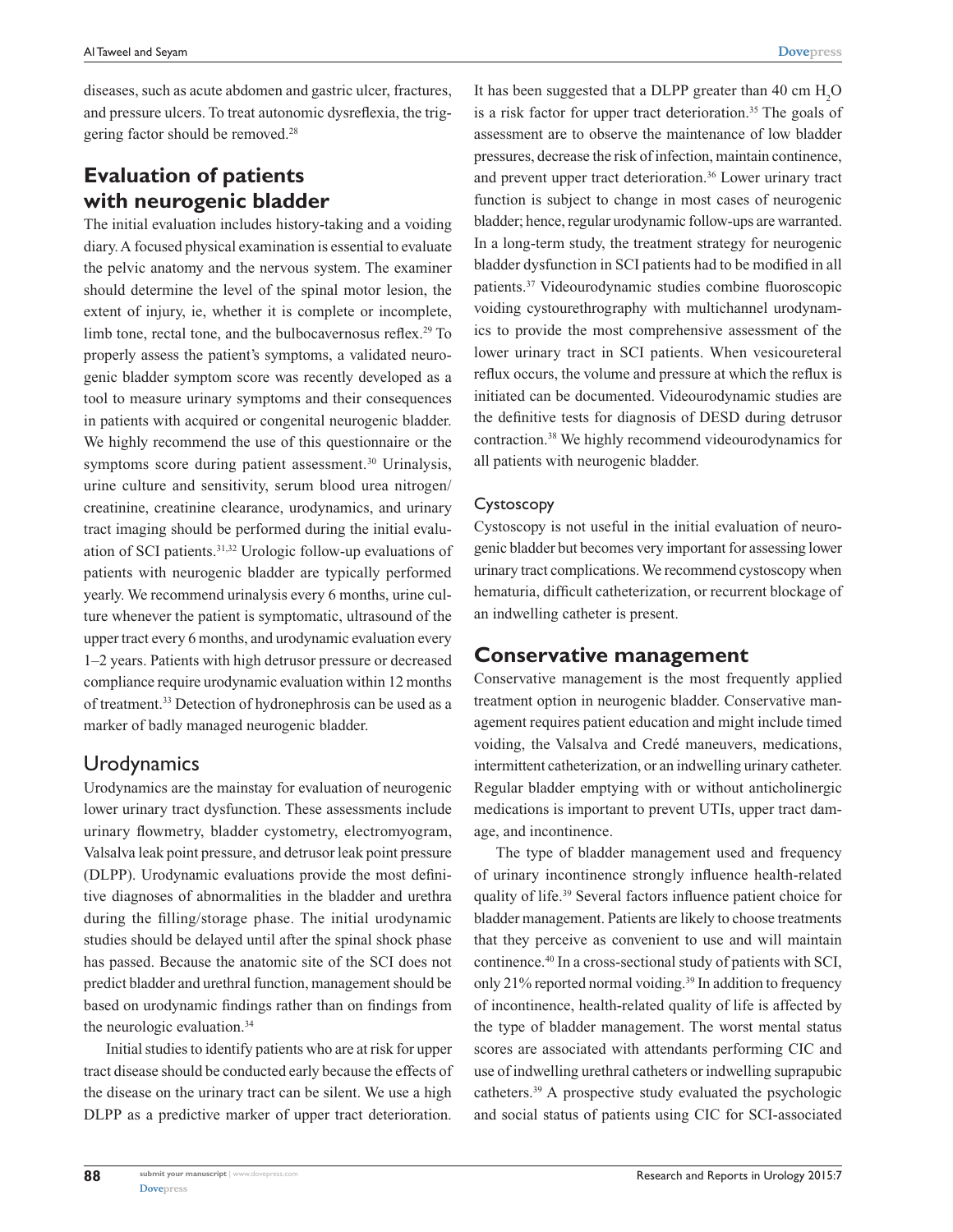diseases, such as acute abdomen and gastric ulcer, fractures, and pressure ulcers. To treat autonomic dysreflexia, the triggering factor should be removed.[28]

## Evaluation of patients with neurogenic bladder

The initial evaluation includes history-taking and a voiding diary. A focused physical examination is essential to evaluate the pelvic anatomy and the nervous system. The examiner should determine the level of the spinal motor lesion, the extent of injury, ie, whether it is complete or incomplete, limb tone, rectal tone, and the bulbocavernosus reflex.[29] To properly assess the patient's symptoms, a validated neurogenic bladder symptom score was recently developed as a tool to measure urinary symptoms and their consequences in patients with acquired or congenital neurogenic bladder. We highly recommend the use of this questionnaire or the symptoms score during patient assessment.[30] Urinalysis, urine culture and sensitivity, serum blood urea nitrogen/creatinine, creatinine clearance, urodynamics, and urinary tract imaging should be performed during the initial evaluation of SCI patients.[31,32] Urologic follow-up evaluations of patients with neurogenic bladder are typically performed yearly. We recommend urinalysis every 6 months, urine culture whenever the patient is symptomatic, ultrasound of the upper tract every 6 months, and urodynamic evaluation every 1–2 years. Patients with high detrusor pressure or decreased compliance require urodynamic evaluation within 12 months of treatment.[33] Detection of hydronephrosis can be used as a marker of badly managed neurogenic bladder.

### Urodynamics

Urodynamics are the mainstay for evaluation of neurogenic lower urinary tract dysfunction. These assessments include urinary flowmetry, bladder cystometry, electromyogram, Valsalva leak point pressure, and detrusor leak point pressure (DLPP). Urodynamic evaluations provide the most definitive diagnoses of abnormalities in the bladder and urethra during the filling/storage phase. The initial urodynamic studies should be delayed until after the spinal shock phase has passed. Because the anatomic site of the SCI does not predict bladder and urethral function, management should be based on urodynamic findings rather than on findings from the neurologic evaluation.[34]

Initial studies to identify patients who are at risk for upper tract disease should be conducted early because the effects of the disease on the urinary tract can be silent. We use a high DLPP as a predictive marker of upper tract deterioration. It has been suggested that a DLPP greater than 40 cm $H_2O$ is a risk factor for upper tract deterioration.[35] The goals of assessment are to observe the maintenance of low bladder pressures, decrease the risk of infection, maintain continence, and prevent upper tract deterioration.[36] Lower urinary tract function is subject to change in most cases of neurogenic bladder; hence, regular urodynamic follow-ups are warranted. In a long-term study, the treatment strategy for neurogenic bladder dysfunction in SCI patients had to be modified in all patients.[37] Videourodynamic studies combine fluoroscopic voiding cystourethrography with multichannel urodynamics to provide the most comprehensive assessment of the lower urinary tract in SCI patients. When vesicoureteral reflux occurs, the volume and pressure at which the reflux is initiated can be documented. Videourodynamic studies are the definitive tests for diagnosis of DESD during detrusor contraction.[38] We highly recommend videourodynamics for all patients with neurogenic bladder.

### Cystoscopy

Cystoscopy is not useful in the initial evaluation of neurogenic bladder but becomes very important for assessing lower urinary tract complications. We recommend cystoscopy when hematuria, difficult catheterization, or recurrent blockage of an indwelling catheter is present.

## Conservative management

Conservative management is the most frequently applied treatment option in neurogenic bladder. Conservative management requires patient education and might include timed voiding, the Valsalva and Credé maneuvers, medications, intermittent catheterization, or an indwelling urinary catheter. Regular bladder emptying with or without anticholinergic medications is important to prevent UTIs, upper tract damage, and incontinence.

The type of bladder management used and frequency of urinary incontinence strongly influence health-related quality of life.[39] Several factors influence patient choice for bladder management. Patients are likely to choose treatments that they perceive as convenient to use and will maintain continence.[40] In a cross-sectional study of patients with SCI, only 21% reported normal voiding.[39] In addition to frequency of incontinence, health-related quality of life is affected by the type of bladder management. The worst mental status scores are associated with attendants performing CIC and use of indwelling urethral catheters or indwelling suprapubic catheters.[39] A prospective study evaluated the psychologic and social status of patients using CIC for SCI-associated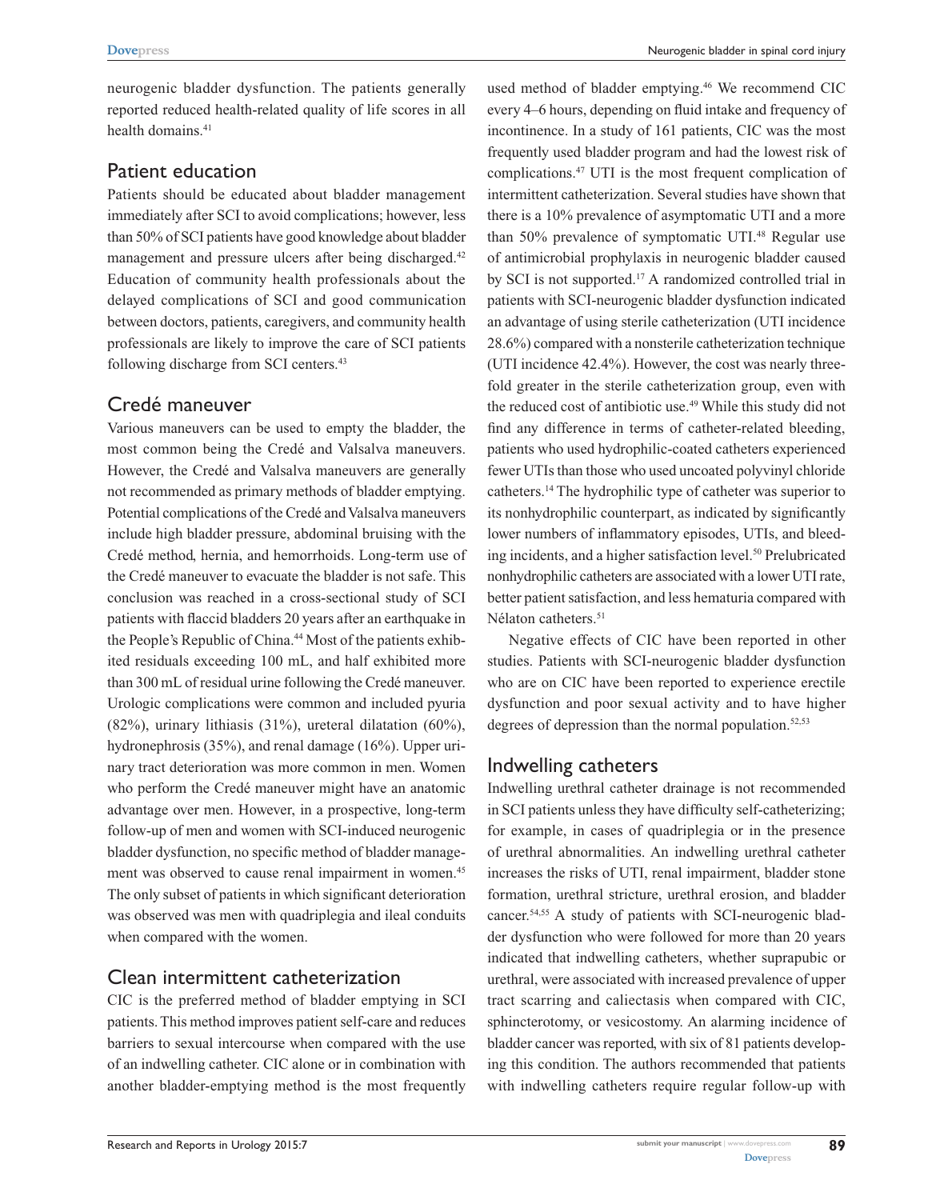neurogenic bladder dysfunction. The patients generally reported reduced health-related quality of life scores in all health domains.[41]

## Patient education

Patients should be educated about bladder management immediately after SCI to avoid complications; however, less than 50% of SCI patients have good knowledge about bladder management and pressure ulcers after being discharged.[42] Education of community health professionals about the delayed complications of SCI and good communication between doctors, patients, caregivers, and community health professionals are likely to improve the care of SCI patients following discharge from SCI centers.[43]

## Credé maneuver

Various maneuvers can be used to empty the bladder, the most common being the Credé and Valsalva maneuvers. However, the Credé and Valsalva maneuvers are generally not recommended as primary methods of bladder emptying. Potential complications of the Credé and Valsalva maneuvers include high bladder pressure, abdominal bruising with the Credé method, hernia, and hemorrhoids. Long-term use of the Credé maneuver to evacuate the bladder is not safe. This conclusion was reached in a cross-sectional study of SCI patients with flaccid bladders 20 years after an earthquake in the People's Republic of China.[44] Most of the patients exhibited residuals exceeding 100 mL, and half exhibited more than 300 mL of residual urine following the Credé maneuver. Urologic complications were common and included pyuria (82%), urinary lithiasis (31%), ureteral dilatation (60%), hydronephrosis (35%), and renal damage (16%). Upper urinary tract deterioration was more common in men. Women who perform the Credé maneuver might have an anatomic advantage over men. However, in a prospective, long-term follow-up of men and women with SCI-induced neurogenic bladder dysfunction, no specific method of bladder management was observed to cause renal impairment in women.[45] The only subset of patients in which significant deterioration was observed was men with quadriplegia and ileal conduits when compared with the women.

## Clean intermittent catheterization

CIC is the preferred method of bladder emptying in SCI patients. This method improves patient self-care and reduces barriers to sexual intercourse when compared with the use of an indwelling catheter. CIC alone or in combination with another bladder-emptying method is the most frequently used method of bladder emptying.[46] We recommend CIC every 4–6 hours, depending on fluid intake and frequency of incontinence. In a study of 161 patients, CIC was the most frequently used bladder program and had the lowest risk of complications.[47] UTI is the most frequent complication of intermittent catheterization. Several studies have shown that there is a 10% prevalence of asymptomatic UTI and a more than 50% prevalence of symptomatic UTI.[48] Regular use of antimicrobial prophylaxis in neurogenic bladder caused by SCI is not supported.[17] A randomized controlled trial in patients with SCI-neurogenic bladder dysfunction indicated an advantage of using sterile catheterization (UTI incidence 28.6%) compared with a nonsterile catheterization technique (UTI incidence 42.4%). However, the cost was nearly three-fold greater in the sterile catheterization group, even with the reduced cost of antibiotic use.[49] While this study did not find any difference in terms of catheter-related bleeding, patients who used hydrophilic-coated catheters experienced fewer UTIs than those who used uncoated polyvinyl chloride catheters.[14] The hydrophilic type of catheter was superior to its nonhydrophilic counterpart, as indicated by significantly lower numbers of inflammatory episodes, UTIs, and bleeding incidents, and a higher satisfaction level.[50] Prelubricated nonhydrophilic catheters are associated with a lower UTI rate, better patient satisfaction, and less hematuria compared with Nélaton catheters.[51]

Negative effects of CIC have been reported in other studies. Patients with SCI-neurogenic bladder dysfunction who are on CIC have been reported to experience erectile dysfunction and poor sexual activity and to have higher degrees of depression than the normal population.[52,53]

## Indwelling catheters

Indwelling urethral catheter drainage is not recommended in SCI patients unless they have difficulty self-catheterizing; for example, in cases of quadriplegia or in the presence of urethral abnormalities. An indwelling urethral catheter increases the risks of UTI, renal impairment, bladder stone formation, urethral stricture, urethral erosion, and bladder cancer.[54,55] A study of patients with SCI-neurogenic bladder dysfunction who were followed for more than 20 years indicated that indwelling catheters, whether suprapubic or urethral, were associated with increased prevalence of upper tract scarring and caliectasis when compared with CIC, sphincterotomy, or vesicostomy. An alarming incidence of bladder cancer was reported, with six of 81 patients developing this condition. The authors recommended that patients with indwelling catheters require regular follow-up with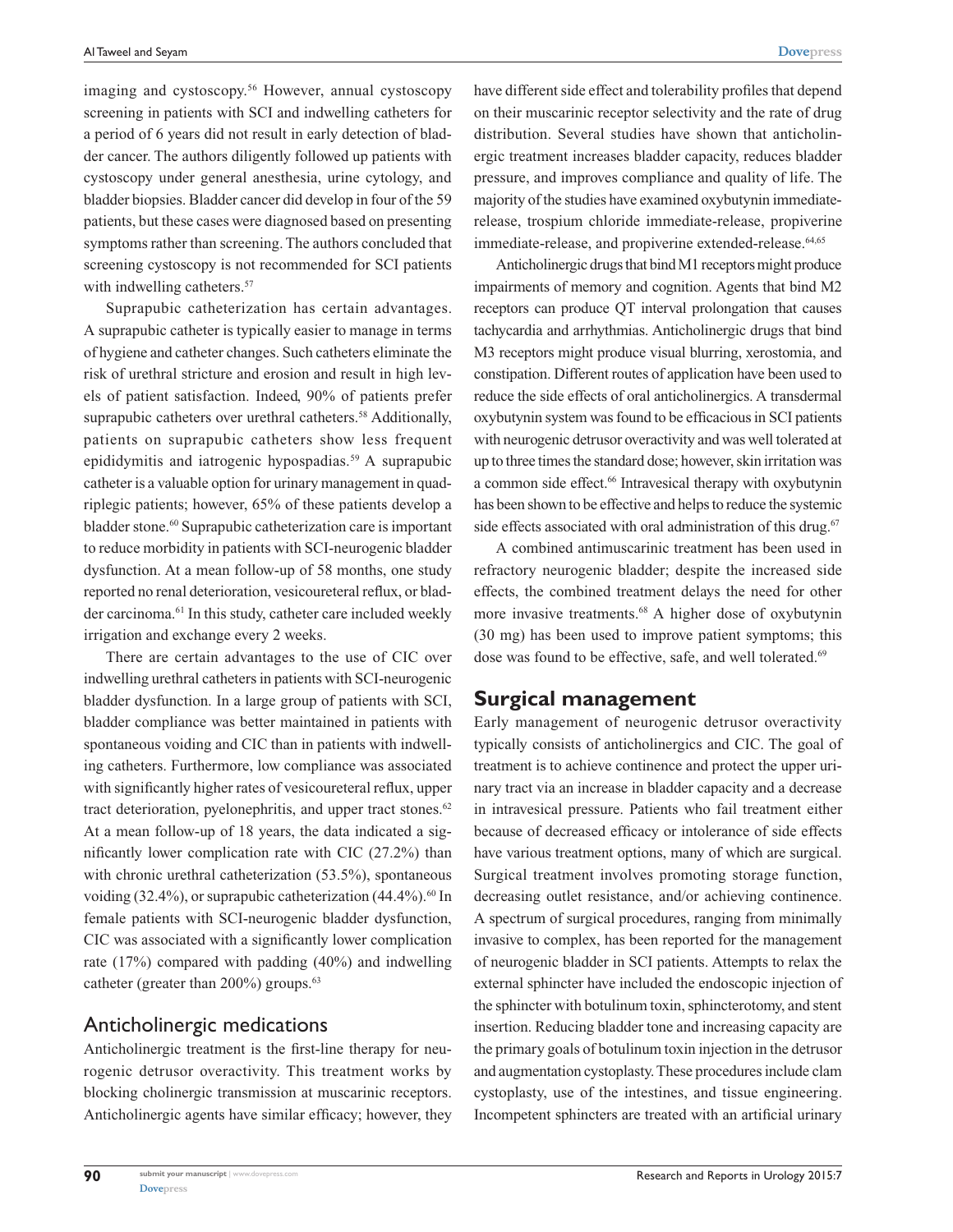imaging and cystoscopy.[56] However, annual cystoscopy screening in patients with SCI and indwelling catheters for a period of 6 years did not result in early detection of bladder cancer. The authors diligently followed up patients with cystoscopy under general anesthesia, urine cytology, and bladder biopsies. Bladder cancer did develop in four of the 59 patients, but these cases were diagnosed based on presenting symptoms rather than screening. The authors concluded that screening cystoscopy is not recommended for SCI patients with indwelling catheters.[57]

Suprapubic catheterization has certain advantages. A suprapubic catheter is typically easier to manage in terms of hygiene and catheter changes. Such catheters eliminate the risk of urethral stricture and erosion and result in high levels of patient satisfaction. Indeed, 90% of patients prefer suprapubic catheters over urethral catheters.[58] Additionally, patients on suprapubic catheters show less frequent epididymitis and iatrogenic hypospadias.[59] A suprapubic catheter is a valuable option for urinary management in quadriplegic patients; however, 65% of these patients develop a bladder stone.[60] Suprapubic catheterization care is important to reduce morbidity in patients with SCI-neurogenic bladder dysfunction. At a mean follow-up of 58 months, one study reported no renal deterioration, vesicoureteral reflux, or bladder carcinoma.[61] In this study, catheter care included weekly irrigation and exchange every 2 weeks.

There are certain advantages to the use of CIC over indwelling urethral catheters in patients with SCI-neurogenic bladder dysfunction. In a large group of patients with SCI, bladder compliance was better maintained in patients with spontaneous voiding and CIC than in patients with indwelling catheters. Furthermore, low compliance was associated with significantly higher rates of vesicoureteral reflux, upper tract deterioration, pyelonephritis, and upper tract stones.[62] At a mean follow-up of 18 years, the data indicated a significantly lower complication rate with CIC (27.2%) than with chronic urethral catheterization (53.5%), spontaneous voiding (32.4%), or suprapubic catheterization (44.4%).[60] In female patients with SCI-neurogenic bladder dysfunction, CIC was associated with a significantly lower complication rate (17%) compared with padding (40%) and indwelling catheter (greater than 200%) groups.[63]

## Anticholinergic medications

Anticholinergic treatment is the first-line therapy for neurogenic detrusor overactivity. This treatment works by blocking cholinergic transmission at muscarinic receptors. Anticholinergic agents have similar efficacy; however, they have different side effect and tolerability profiles that depend on their muscarinic receptor selectivity and the rate of drug distribution. Several studies have shown that anticholinergic treatment increases bladder capacity, reduces bladder pressure, and improves compliance and quality of life. The majority of the studies have examined oxybutynin immediate-release, trospium chloride immediate-release, propiverine immediate-release, and propiverine extended-release.[64,65]

Anticholinergic drugs that bind M1 receptors might produce impairments of memory and cognition. Agents that bind M2 receptors can produce QT interval prolongation that causes tachycardia and arrhythmias. Anticholinergic drugs that bind M3 receptors might produce visual blurring, xerostomia, and constipation. Different routes of application have been used to reduce the side effects of oral anticholinergics. A transdermal oxybutynin system was found to be efficacious in SCI patients with neurogenic detrusor overactivity and was well tolerated at up to three times the standard dose; however, skin irritation was a common side effect.[66] Intravesical therapy with oxybutynin has been shown to be effective and helps to reduce the systemic side effects associated with oral administration of this drug.[67]

A combined antimuscarinic treatment has been used in refractory neurogenic bladder; despite the increased side effects, the combined treatment delays the need for other more invasive treatments.[68] A higher dose of oxybutynin (30 mg) has been used to improve patient symptoms; this dose was found to be effective, safe, and well tolerated.[69]

# Surgical management

Early management of neurogenic detrusor overactivity typically consists of anticholinergics and CIC. The goal of treatment is to achieve continence and protect the upper urinary tract via an increase in bladder capacity and a decrease in intravesical pressure. Patients who fail treatment either because of decreased efficacy or intolerance of side effects have various treatment options, many of which are surgical. Surgical treatment involves promoting storage function, decreasing outlet resistance, and/or achieving continence. A spectrum of surgical procedures, ranging from minimally invasive to complex, has been reported for the management of neurogenic bladder in SCI patients. Attempts to relax the external sphincter have included the endoscopic injection of the sphincter with botulinum toxin, sphincterotomy, and stent insertion. Reducing bladder tone and increasing capacity are the primary goals of botulinum toxin injection in the detrusor and augmentation cystoplasty. These procedures include clam cystoplasty, use of the intestines, and tissue engineering. Incompetent sphincters are treated with an artificial urinary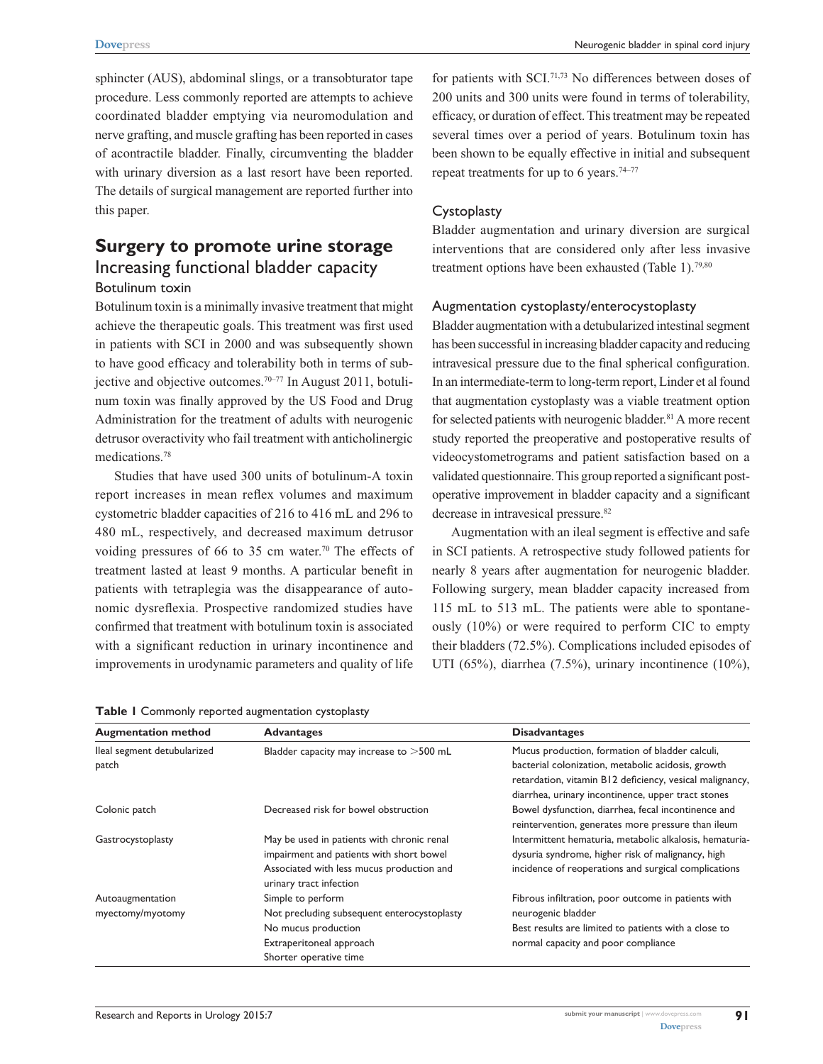sphincter (AUS), abdominal slings, or a transobturator tape procedure. Less commonly reported are attempts to achieve coordinated bladder emptying via neuromodulation and nerve grafting, and muscle grafting has been reported in cases of acontractile bladder. Finally, circumventing the bladder with urinary diversion as a last resort have been reported. The details of surgical management are reported further into this paper.

## Surgery to promote urine storage

### Increasing functional bladder capacity

#### Botulinum toxin

Botulinum toxin is a minimally invasive treatment that might achieve the therapeutic goals. This treatment was first used in patients with SCI in 2000 and was subsequently shown to have good efficacy and tolerability both in terms of subjective and objective outcomes.[70–77] In August 2011, botulinum toxin was finally approved by the US Food and Drug Administration for the treatment of adults with neurogenic detrusor overactivity who fail treatment with anticholinergic medications.[78]

Studies that have used 300 units of botulinum-A toxin report increases in mean reflex volumes and maximum cystometric bladder capacities of 216 to 416 mL and 296 to 480 mL, respectively, and decreased maximum detrusor voiding pressures of 66 to 35 cm water.[70] The effects of treatment lasted at least 9 months. A particular benefit in patients with tetraplegia was the disappearance of autonomic dysreflexia. Prospective randomized studies have confirmed that treatment with botulinum toxin is associated with a significant reduction in urinary incontinence and improvements in urodynamic parameters and quality of life for patients with SCI.[71,73] No differences between doses of 200 units and 300 units were found in terms of tolerability, efficacy, or duration of effect. This treatment may be repeated several times over a period of years. Botulinum toxin has been shown to be equally effective in initial and subsequent repeat treatments for up to 6 years.[74–77]

#### Cystoplasty

Bladder augmentation and urinary diversion are surgical interventions that are considered only after less invasive treatment options have been exhausted (Table 1).[79,80]

#### Augmentation cystoplasty/enterocystoplasty

Bladder augmentation with a detubularized intestinal segment has been successful in increasing bladder capacity and reducing intravesical pressure due to the final spherical configuration. In an intermediate-term to long-term report, Linder et al found that augmentation cystoplasty was a viable treatment option for selected patients with neurogenic bladder.[81] A more recent study reported the preoperative and postoperative results of videocystometrograms and patient satisfaction based on a validated questionnaire. This group reported a significant postoperative improvement in bladder capacity and a significant decrease in intravesical pressure.[82]

Augmentation with an ileal segment is effective and safe in SCI patients. A retrospective study followed patients for nearly 8 years after augmentation for neurogenic bladder. Following surgery, mean bladder capacity increased from 115 mL to 513 mL. The patients were able to spontaneously (10%) or were required to perform CIC to empty their bladders (72.5%). Complications included episodes of UTI (65%), diarrhea (7.5%), urinary incontinence (10%),

**Table 1** Commonly reported augmentation cystoplasty

| Augmentation method | Advantages | Disadvantages |
|---|---|---|
| Ileal segment detubularized patch | Bladder capacity may increase to >500 mL | Mucus production, formation of bladder calculi, bacterial colonization, metabolic acidosis, growth retardation, vitamin B12 deficiency, vesical malignancy, diarrhea, urinary incontinence, upper tract stones |
| Colonic patch | Decreased risk for bowel obstruction | Bowel dysfunction, diarrhea, fecal incontinence and reintervention, generates more pressure than ileum |
| Gastrocystoplasty | May be used in patients with chronic renal impairment and patients with short bowel<br>Associated with less mucus production and urinary tract infection | Intermittent hematuria, metabolic alkalosis, hematuria-dysuria syndrome, higher risk of malignancy, high incidence of reoperations and surgical complications |
| Autoaugmentation myectomy/myotomy | Simple to perform<br>Not precluding subsequent enterocystoplasty<br>No mucus production<br>Extraperitoneal approach<br>Shorter operative time | Fibrous infiltration, poor outcome in patients with neurogenic bladder<br>Best results are limited to patients with a close to normal capacity and poor compliance |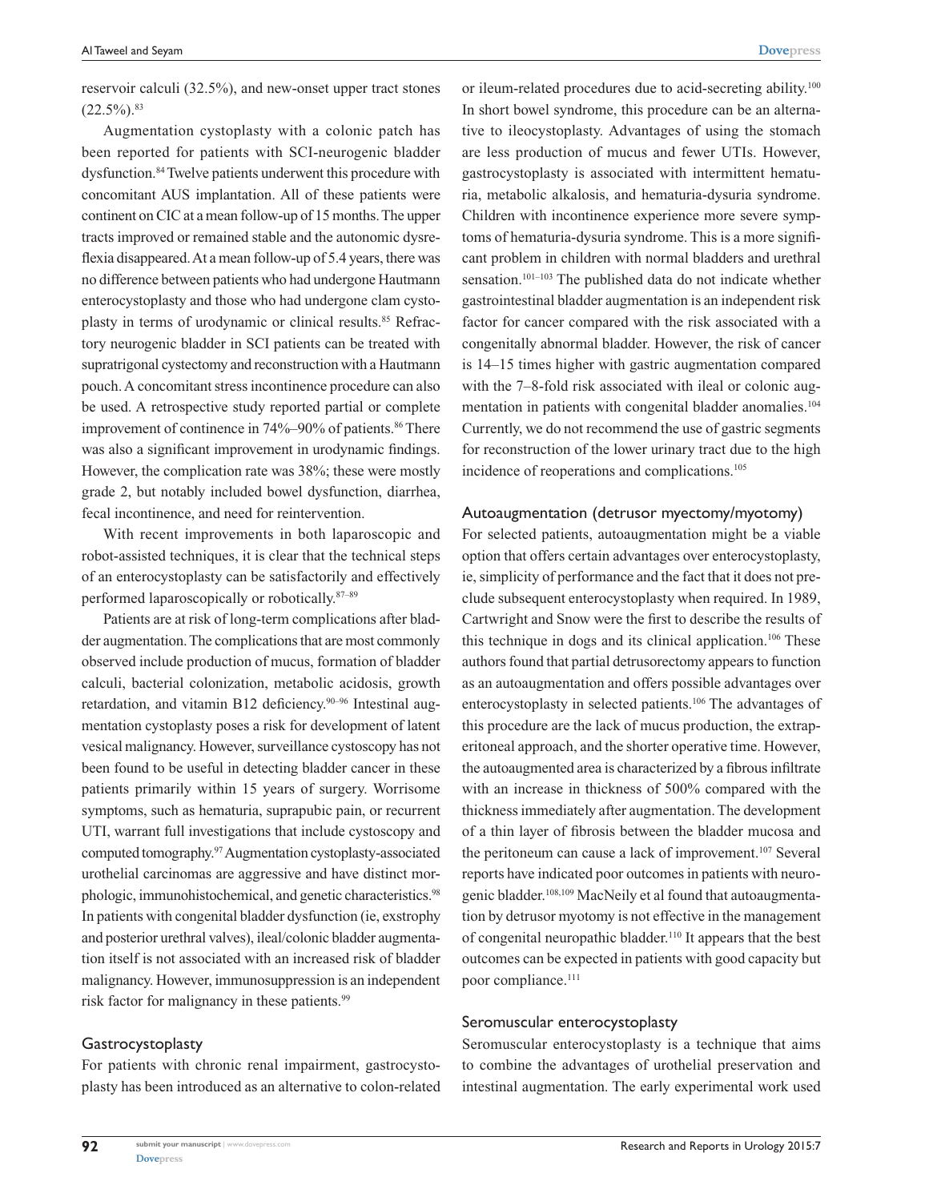reservoir calculi (32.5%), and new-onset upper tract stones (22.5%).[83]

Augmentation cystoplasty with a colonic patch has been reported for patients with SCI-neurogenic bladder dysfunction.[84] Twelve patients underwent this procedure with concomitant AUS implantation. All of these patients were continent on CIC at a mean follow-up of 15 months. The upper tracts improved or remained stable and the autonomic dysreflexia disappeared. At a mean follow-up of 5.4 years, there was no difference between patients who had undergone Hautmann enterocystoplasty and those who had undergone clam cystoplasty in terms of urodynamic or clinical results.[85] Refractory neurogenic bladder in SCI patients can be treated with supratrigonal cystectomy and reconstruction with a Hautmann pouch. A concomitant stress incontinence procedure can also be used. A retrospective study reported partial or complete improvement of continence in 74%–90% of patients.[86] There was also a significant improvement in urodynamic findings. However, the complication rate was 38%; these were mostly grade 2, but notably included bowel dysfunction, diarrhea, fecal incontinence, and need for reintervention.

With recent improvements in both laparoscopic and robot-assisted techniques, it is clear that the technical steps of an enterocystoplasty can be satisfactorily and effectively performed laparoscopically or robotically.[87–89]

Patients are at risk of long-term complications after bladder augmentation. The complications that are most commonly observed include production of mucus, formation of bladder calculi, bacterial colonization, metabolic acidosis, growth retardation, and vitamin B12 deficiency.[90–96] Intestinal augmentation cystoplasty poses a risk for development of latent vesical malignancy. However, surveillance cystoscopy has not been found to be useful in detecting bladder cancer in these patients primarily within 15 years of surgery. Worrisome symptoms, such as hematuria, suprapubic pain, or recurrent UTI, warrant full investigations that include cystoscopy and computed tomography.[97] Augmentation cystoplasty-associated urothelial carcinomas are aggressive and have distinct morphologic, immunohistochemical, and genetic characteristics.[98] In patients with congenital bladder dysfunction (ie, exstrophy and posterior urethral valves), ileal/colonic bladder augmentation itself is not associated with an increased risk of bladder malignancy. However, immunosuppression is an independent risk factor for malignancy in these patients.[99]

### Gastrocystoplasty

For patients with chronic renal impairment, gastrocystoplasty has been introduced as an alternative to colon-related or ileum-related procedures due to acid-secreting ability.[100] In short bowel syndrome, this procedure can be an alternative to ileocystoplasty. Advantages of using the stomach are less production of mucus and fewer UTIs. However, gastrocystoplasty is associated with intermittent hematuria, metabolic alkalosis, and hematuria-dysuria syndrome. Children with incontinence experience more severe symptoms of hematuria-dysuria syndrome. This is a more significant problem in children with normal bladders and urethral sensation.[101–103] The published data do not indicate whether gastrointestinal bladder augmentation is an independent risk factor for cancer compared with the risk associated with a congenitally abnormal bladder. However, the risk of cancer is 14–15 times higher with gastric augmentation compared with the 7–8-fold risk associated with ileal or colonic augmentation in patients with congenital bladder anomalies.[104] Currently, we do not recommend the use of gastric segments for reconstruction of the lower urinary tract due to the high incidence of reoperations and complications.[105]

### Autoaugmentation (detrusor myectomy/myotomy)

For selected patients, autoaugmentation might be a viable option that offers certain advantages over enterocystoplasty, ie, simplicity of performance and the fact that it does not preclude subsequent enterocystoplasty when required. In 1989, Cartwright and Snow were the first to describe the results of this technique in dogs and its clinical application.[106] These authors found that partial detrusorectomy appears to function as an autoaugmentation and offers possible advantages over enterocystoplasty in selected patients.[106] The advantages of this procedure are the lack of mucus production, the extraperitoneal approach, and the shorter operative time. However, the autoaugmented area is characterized by a fibrous infiltrate with an increase in thickness of 500% compared with the thickness immediately after augmentation. The development of a thin layer of fibrosis between the bladder mucosa and the peritoneum can cause a lack of improvement.[107] Several reports have indicated poor outcomes in patients with neurogenic bladder.[108,109] MacNeily et al found that autoaugmentation by detrusor myotomy is not effective in the management of congenital neuropathic bladder.[110] It appears that the best outcomes can be expected in patients with good capacity but poor compliance.[111]

### Seromuscular enterocystoplasty

Seromuscular enterocystoplasty is a technique that aims to combine the advantages of urothelial preservation and intestinal augmentation. The early experimental work used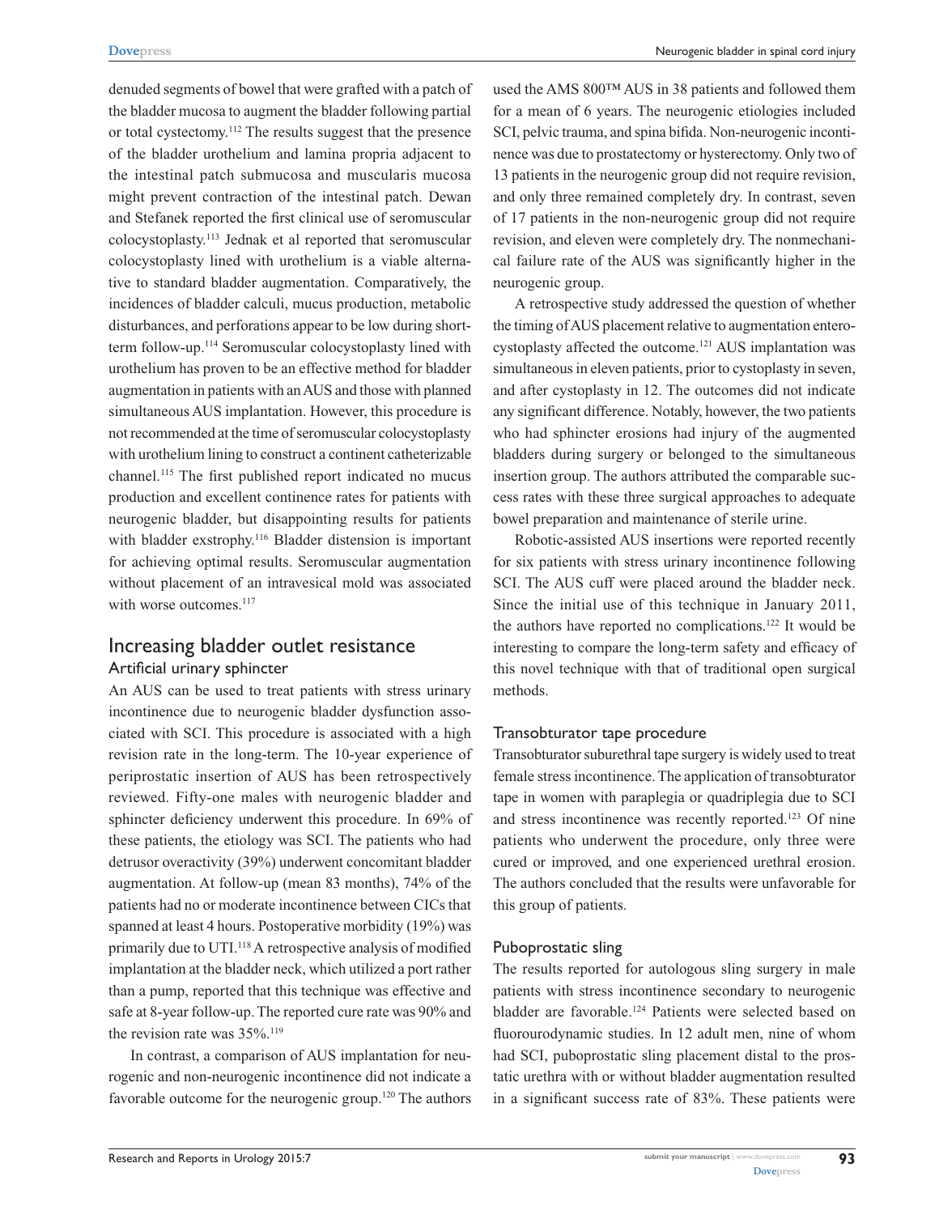denuded segments of bowel that were grafted with a patch of the bladder mucosa to augment the bladder following partial or total cystectomy.[112] The results suggest that the presence of the bladder urothelium and lamina propria adjacent to the intestinal patch submucosa and muscularis mucosa might prevent contraction of the intestinal patch. Dewan and Stefanek reported the first clinical use of seromuscular colocystoplasty.[113] Jednak et al reported that seromuscular colocystoplasty lined with urothelium is a viable alternative to standard bladder augmentation. Comparatively, the incidences of bladder calculi, mucus production, metabolic disturbances, and perforations appear to be low during short-term follow-up.[114] Seromuscular colocystoplasty lined with urothelium has proven to be an effective method for bladder augmentation in patients with an AUS and those with planned simultaneous AUS implantation. However, this procedure is not recommended at the time of seromuscular colocystoplasty with urothelium lining to construct a continent catheterizable channel.[115] The first published report indicated no mucus production and excellent continence rates for patients with neurogenic bladder, but disappointing results for patients with bladder exstrophy.[116] Bladder distension is important for achieving optimal results. Seromuscular augmentation without placement of an intravesical mold was associated with worse outcomes.[117]

## Increasing bladder outlet resistance

### Artificial urinary sphincter

An AUS can be used to treat patients with stress urinary incontinence due to neurogenic bladder dysfunction associated with SCI. This procedure is associated with a high revision rate in the long-term. The 10-year experience of periprostatic insertion of AUS has been retrospectively reviewed. Fifty-one males with neurogenic bladder and sphincter deficiency underwent this procedure. In 69% of these patients, the etiology was SCI. The patients who had detrusor overactivity (39%) underwent concomitant bladder augmentation. At follow-up (mean 83 months), 74% of the patients had no or moderate incontinence between CICs that spanned at least 4 hours. Postoperative morbidity (19%) was primarily due to UTI.[118] A retrospective analysis of modified implantation at the bladder neck, which utilized a port rather than a pump, reported that this technique was effective and safe at 8-year follow-up. The reported cure rate was 90% and the revision rate was 35%.[119]

In contrast, a comparison of AUS implantation for neurogenic and non-neurogenic incontinence did not indicate a favorable outcome for the neurogenic group.[120] The authors used the AMS 800™ AUS in 38 patients and followed them for a mean of 6 years. The neurogenic etiologies included SCI, pelvic trauma, and spina bifida. Non-neurogenic incontinence was due to prostatectomy or hysterectomy. Only two of 13 patients in the neurogenic group did not require revision, and only three remained completely dry. In contrast, seven of 17 patients in the non-neurogenic group did not require revision, and eleven were completely dry. The nonmechanical failure rate of the AUS was significantly higher in the neurogenic group.

A retrospective study addressed the question of whether the timing of AUS placement relative to augmentation enterocystoplasty affected the outcome.[121] AUS implantation was simultaneous in eleven patients, prior to cystoplasty in seven, and after cystoplasty in 12. The outcomes did not indicate any significant difference. Notably, however, the two patients who had sphincter erosions had injury of the augmented bladders during surgery or belonged to the simultaneous insertion group. The authors attributed the comparable success rates with these three surgical approaches to adequate bowel preparation and maintenance of sterile urine.

Robotic-assisted AUS insertions were reported recently for six patients with stress urinary incontinence following SCI. The AUS cuff were placed around the bladder neck. Since the initial use of this technique in January 2011, the authors have reported no complications.[122] It would be interesting to compare the long-term safety and efficacy of this novel technique with that of traditional open surgical methods.

### Transobturator tape procedure

Transobturator suburethral tape surgery is widely used to treat female stress incontinence. The application of transobturator tape in women with paraplegia or quadriplegia due to SCI and stress incontinence was recently reported.[123] Of nine patients who underwent the procedure, only three were cured or improved, and one experienced urethral erosion. The authors concluded that the results were unfavorable for this group of patients.

### Puboprostatic sling

The results reported for autologous sling surgery in male patients with stress incontinence secondary to neurogenic bladder are favorable.[124] Patients were selected based on fluorourodynamic studies. In 12 adult men, nine of whom had SCI, puboprostatic sling placement distal to the prostatic urethra with or without bladder augmentation resulted in a significant success rate of 83%. These patients were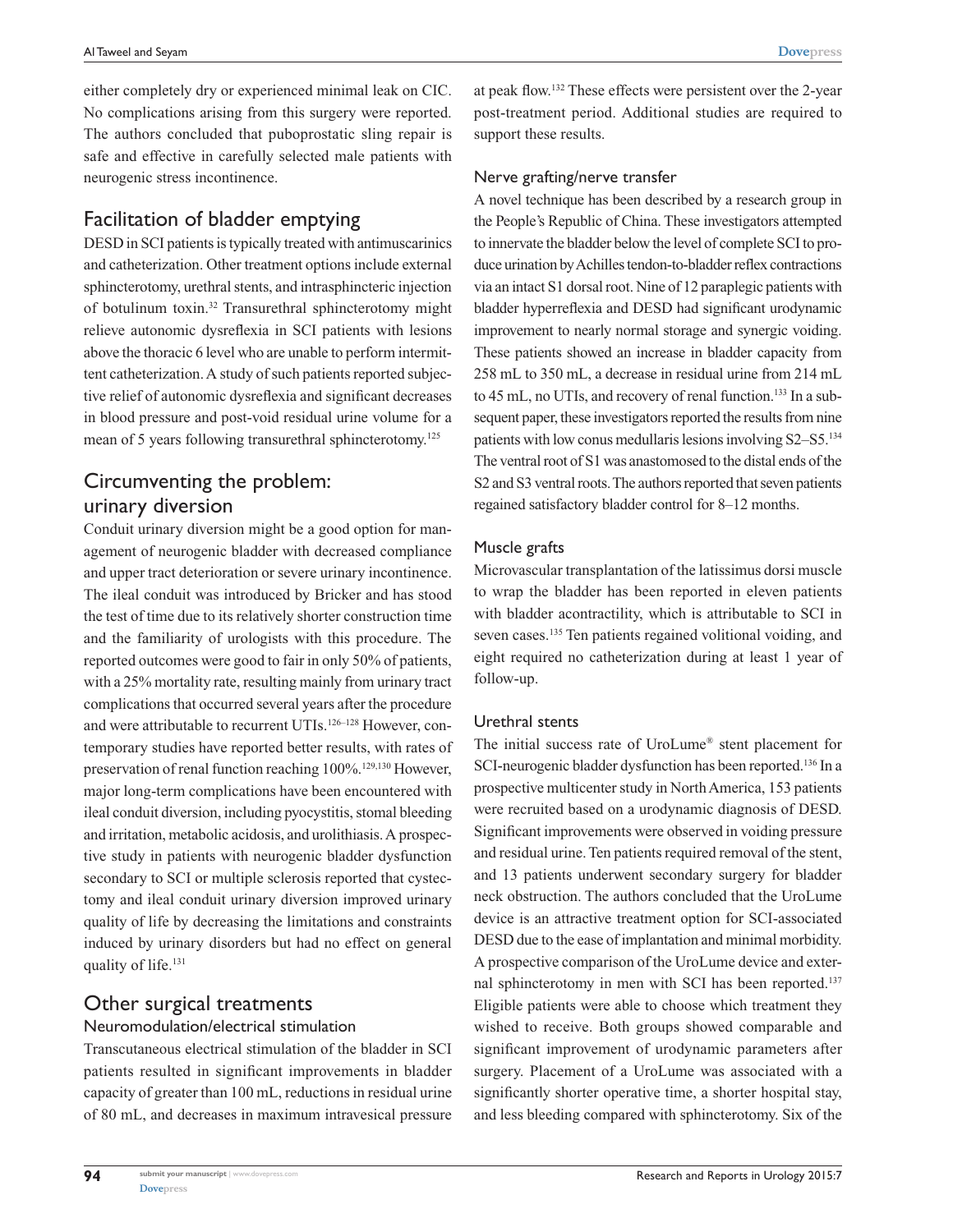either completely dry or experienced minimal leak on CIC. No complications arising from this surgery were reported. The authors concluded that puboprostatic sling repair is safe and effective in carefully selected male patients with neurogenic stress incontinence.

## Facilitation of bladder emptying

DESD in SCI patients is typically treated with antimuscarinics and catheterization. Other treatment options include external sphincterotomy, urethral stents, and intrasphincteric injection of botulinum toxin.[32] Transurethral sphincterotomy might relieve autonomic dysreflexia in SCI patients with lesions above the thoracic 6 level who are unable to perform intermittent catheterization. A study of such patients reported subjective relief of autonomic dysreflexia and significant decreases in blood pressure and post-void residual urine volume for a mean of 5 years following transurethral sphincterotomy.[125]

## Circumventing the problem: urinary diversion

Conduit urinary diversion might be a good option for management of neurogenic bladder with decreased compliance and upper tract deterioration or severe urinary incontinence. The ileal conduit was introduced by Bricker and has stood the test of time due to its relatively shorter construction time and the familiarity of urologists with this procedure. The reported outcomes were good to fair in only 50% of patients, with a 25% mortality rate, resulting mainly from urinary tract complications that occurred several years after the procedure and were attributable to recurrent UTIs.[126–128] However, contemporary studies have reported better results, with rates of preservation of renal function reaching 100%.[129,130] However, major long-term complications have been encountered with ileal conduit diversion, including pyocystitis, stomal bleeding and irritation, metabolic acidosis, and urolithiasis. A prospective study in patients with neurogenic bladder dysfunction secondary to SCI or multiple sclerosis reported that cystectomy and ileal conduit urinary diversion improved urinary quality of life by decreasing the limitations and constraints induced by urinary disorders but had no effect on general quality of life.[131]

## Other surgical treatments

### Neuromodulation/electrical stimulation

Transcutaneous electrical stimulation of the bladder in SCI patients resulted in significant improvements in bladder capacity of greater than 100 mL, reductions in residual urine of 80 mL, and decreases in maximum intravesical pressure at peak flow.[132] These effects were persistent over the 2-year post-treatment period. Additional studies are required to support these results.

### Nerve grafting/nerve transfer

A novel technique has been described by a research group in the People's Republic of China. These investigators attempted to innervate the bladder below the level of complete SCI to produce urination by Achilles tendon-to-bladder reflex contractions via an intact S1 dorsal root. Nine of 12 paraplegic patients with bladder hyperreflexia and DESD had significant urodynamic improvement to nearly normal storage and synergic voiding. These patients showed an increase in bladder capacity from 258 mL to 350 mL, a decrease in residual urine from 214 mL to 45 mL, no UTIs, and recovery of renal function.[133] In a subsequent paper, these investigators reported the results from nine patients with low conus medullaris lesions involving S2–S5.[134] The ventral root of S1 was anastomosed to the distal ends of the S2 and S3 ventral roots. The authors reported that seven patients regained satisfactory bladder control for 8–12 months.

### Muscle grafts

Microvascular transplantation of the latissimus dorsi muscle to wrap the bladder has been reported in eleven patients with bladder acontractility, which is attributable to SCI in seven cases.[135] Ten patients regained volitional voiding, and eight required no catheterization during at least 1 year of follow-up.

### Urethral stents

The initial success rate of UroLume® stent placement for SCI-neurogenic bladder dysfunction has been reported.[136] In a prospective multicenter study in North America, 153 patients were recruited based on a urodynamic diagnosis of DESD. Significant improvements were observed in voiding pressure and residual urine. Ten patients required removal of the stent, and 13 patients underwent secondary surgery for bladder neck obstruction. The authors concluded that the UroLume device is an attractive treatment option for SCI-associated DESD due to the ease of implantation and minimal morbidity. A prospective comparison of the UroLume device and external sphincterotomy in men with SCI has been reported.[137] Eligible patients were able to choose which treatment they wished to receive. Both groups showed comparable and significant improvement of urodynamic parameters after surgery. Placement of a UroLume was associated with a significantly shorter operative time, a shorter hospital stay, and less bleeding compared with sphincterotomy. Six of the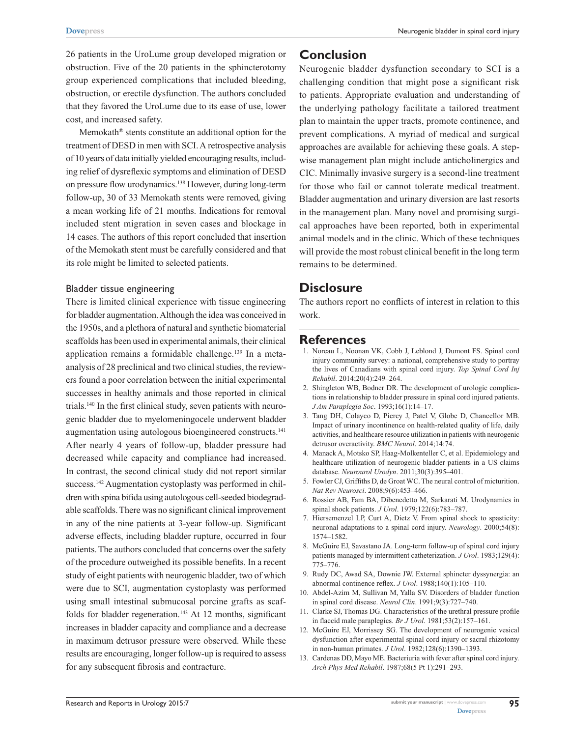26 patients in the UroLume group developed migration or obstruction. Five of the 20 patients in the sphincterotomy group experienced complications that included bleeding, obstruction, or erectile dysfunction. The authors concluded that they favored the UroLume due to its ease of use, lower cost, and increased safety.

Memokath® stents constitute an additional option for the treatment of DESD in men with SCI. A retrospective analysis of 10 years of data initially yielded encouraging results, including relief of dysreflexic symptoms and elimination of DESD on pressure flow urodynamics.[138] However, during long-term follow-up, 30 of 33 Memokath stents were removed, giving a mean working life of 21 months. Indications for removal included stent migration in seven cases and blockage in 14 cases. The authors of this report concluded that insertion of the Memokath stent must be carefully considered and that its role might be limited to selected patients.

### Bladder tissue engineering

There is limited clinical experience with tissue engineering for bladder augmentation. Although the idea was conceived in the 1950s, and a plethora of natural and synthetic biomaterial scaffolds has been used in experimental animals, their clinical application remains a formidable challenge.[139] In a meta-analysis of 28 preclinical and two clinical studies, the reviewers found a poor correlation between the initial experimental successes in healthy animals and those reported in clinical trials.[140] In the first clinical study, seven patients with neurogenic bladder due to myelomeningocele underwent bladder augmentation using autologous bioengineered constructs.[141] After nearly 4 years of follow-up, bladder pressure had decreased while capacity and compliance had increased. In contrast, the second clinical study did not report similar success.[142] Augmentation cystoplasty was performed in children with spina bifida using autologous cell-seeded biodegradable scaffolds. There was no significant clinical improvement in any of the nine patients at 3-year follow-up. Significant adverse effects, including bladder rupture, occurred in four patients. The authors concluded that concerns over the safety of the procedure outweighed its possible benefits. In a recent study of eight patients with neurogenic bladder, two of which were due to SCI, augmentation cystoplasty was performed using small intestinal submucosal porcine grafts as scaffolds for bladder regeneration.[143] At 12 months, significant increases in bladder capacity and compliance and a decrease in maximum detrusor pressure were observed. While these results are encouraging, longer follow-up is required to assess for any subsequent fibrosis and contracture.

## Conclusion

Neurogenic bladder dysfunction secondary to SCI is a challenging condition that might pose a significant risk to patients. Appropriate evaluation and understanding of the underlying pathology facilitate a tailored treatment plan to maintain the upper tracts, promote continence, and prevent complications. A myriad of medical and surgical approaches are available for achieving these goals. A step-wise management plan might include anticholinergics and CIC. Minimally invasive surgery is a second-line treatment for those who fail or cannot tolerate medical treatment. Bladder augmentation and urinary diversion are last resorts in the management plan. Many novel and promising surgical approaches have been reported, both in experimental animal models and in the clinic. Which of these techniques will provide the most robust clinical benefit in the long term remains to be determined.

## Disclosure

The authors report no conflicts of interest in relation to this work.

## References

1. Noreau L, Noonan VK, Cobb J, Leblond J, Dumont FS. Spinal cord injury community survey: a national, comprehensive study to portray the lives of Canadians with spinal cord injury. *Top Spinal Cord Inj Rehabil*. 2014;20(4):249–264.
2. Shingleton WB, Bodner DR. The development of urologic complications in relationship to bladder pressure in spinal cord injured patients. *J Am Paraplegia Soc*. 1993;16(1):14–17.
3. Tang DH, Colayco D, Piercy J, Patel V, Globe D, Chancellor MB. Impact of urinary incontinence on health-related quality of life, daily activities, and healthcare resource utilization in patients with neurogenic detrusor overactivity. *BMC Neurol*. 2014;14:74.
4. Manack A, Motsko SP, Haag-Molkenteller C, et al. Epidemiology and healthcare utilization of neurogenic bladder patients in a US claims database. *Neurourol Urodyn*. 2011;30(3):395–401.
5. Fowler CJ, Griffiths D, de Groat WC. The neural control of micturition. *Nat Rev Neurosci*. 2008;9(6):453–466.
6. Rossier AB, Fam BA, Dibenedetto M, Sarkarati M. Urodynamics in spinal shock patients. *J Urol*. 1979;122(6):783–787.
7. Hiersemenzel LP, Curt A, Dietz V. From spinal shock to spasticity: neuronal adaptations to a spinal cord injury. *Neurology*. 2000;54(8): 1574–1582.
8. McGuire EJ, Savastano JA. Long-term follow-up of spinal cord injury patients managed by intermittent catheterization. *J Urol*. 1983;129(4): 775–776.
9. Rudy DC, Awad SA, Downie JW. External sphincter dyssynergia: an abnormal continence reflex. *J Urol*. 1988;140(1):105–110.
10. Abdel-Azim M, Sullivan M, Yalla SV. Disorders of bladder function in spinal cord disease. *Neurol Clin*. 1991;9(3):727–740.
11. Clarke SJ, Thomas DG. Characteristics of the urethral pressure profile in flaccid male paraplegics. *Br J Urol*. 1981;53(2):157–161.
12. McGuire EJ, Morrissey SG. The development of neurogenic vesical dysfunction after experimental spinal cord injury or sacral rhizotomy in non-human primates. *J Urol*. 1982;128(6):1390–1393.
13. Cardenas DD, Mayo ME. Bacteriuria with fever after spinal cord injury. *Arch Phys Med Rehabil*. 1987;68(5 Pt 1):291–293.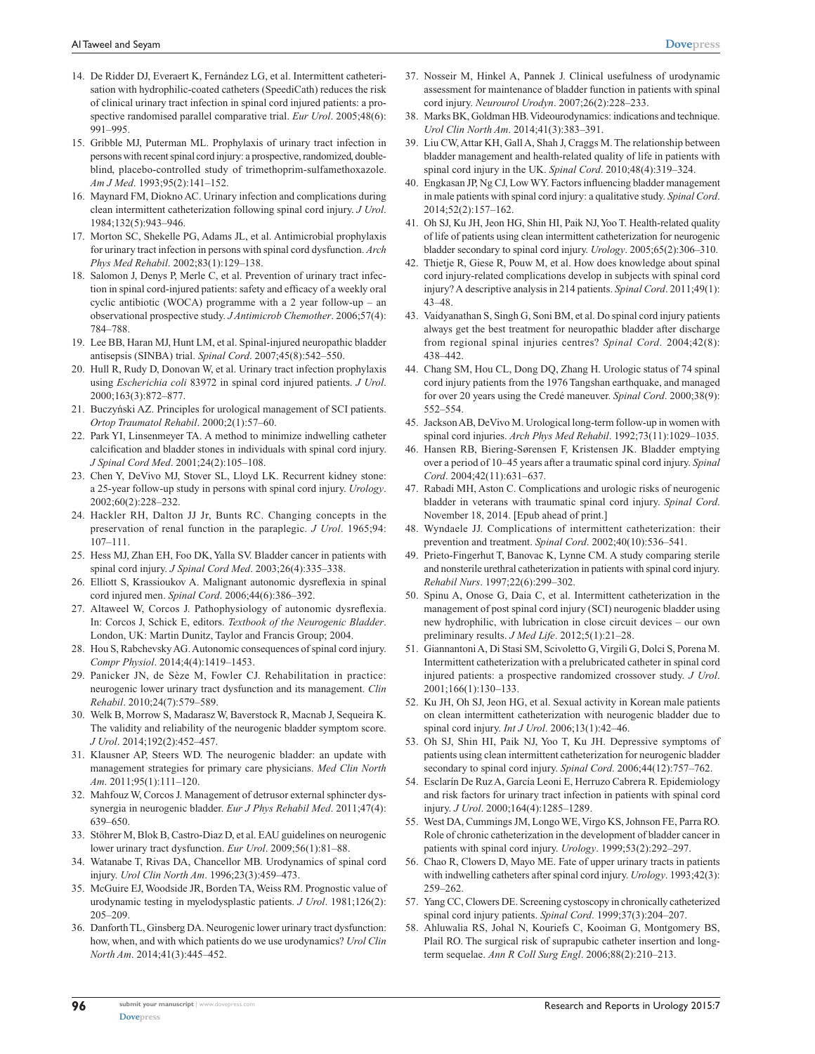14. De Ridder DJ, Everaert K, Fernández LG, et al. Intermittent catheterisation with hydrophilic-coated catheters (SpeediCath) reduces the risk of clinical urinary tract infection in spinal cord injured patients: a prospective randomised parallel comparative trial. *Eur Urol*. 2005;48(6):991–995.
15. Gribble MJ, Puterman ML. Prophylaxis of urinary tract infection in persons with recent spinal cord injury: a prospective, randomized, double-blind, placebo-controlled study of trimethoprim-sulfamethoxazole. *Am J Med*. 1993;95(2):141–152.
16. Maynard FM, Diokno AC. Urinary infection and complications during clean intermittent catheterization following spinal cord injury. *J Urol*. 1984;132(5):943–946.
17. Morton SC, Shekelle PG, Adams JL, et al. Antimicrobial prophylaxis for urinary tract infection in persons with spinal cord dysfunction. *Arch Phys Med Rehabil*. 2002;83(1):129–138.
18. Salomon J, Denys P, Merle C, et al. Prevention of urinary tract infection in spinal cord-injured patients: safety and efficacy of a weekly oral cyclic antibiotic (WOCA) programme with a 2 year follow-up – an observational prospective study. *J Antimicrob Chemother*. 2006;57(4):784–788.
19. Lee BB, Haran MJ, Hunt LM, et al. Spinal-injured neuropathic bladder antisepsis (SINBA) trial. *Spinal Cord*. 2007;45(8):542–550.
20. Hull R, Rudy D, Donovan W, et al. Urinary tract infection prophylaxis using *Escherichia coli* 83972 in spinal cord injured patients. *J Urol*. 2000;163(3):872–877.
21. Buczyński AZ. Principles for urological management of SCI patients. *Ortop Traumatol Rehabil*. 2000;2(1):57–60.
22. Park YI, Linsenmeyer TA. A method to minimize indwelling catheter calcification and bladder stones in individuals with spinal cord injury. *J Spinal Cord Med*. 2001;24(2):105–108.
23. Chen Y, DeVivo MJ, Stover SL, Lloyd LK. Recurrent kidney stone: a 25-year follow-up study in persons with spinal cord injury. *Urology*. 2002;60(2):228–232.
24. Hackler RH, Dalton JJ Jr, Bunts RC. Changing concepts in the preservation of renal function in the paraplegic. *J Urol*. 1965;94:107–111.
25. Hess MJ, Zhan EH, Foo DK, Yalla SV. Bladder cancer in patients with spinal cord injury. *J Spinal Cord Med*. 2003;26(4):335–338.
26. Elliott S, Krassioukov A. Malignant autonomic dysreflexia in spinal cord injured men. *Spinal Cord*. 2006;44(6):386–392.
27. Altaweel W, Corcos J. Pathophysiology of autonomic dysreflexia. In: Corcos J, Schick E, editors. *Textbook of the Neurogenic Bladder*. London, UK: Martin Dunitz, Taylor and Francis Group; 2004.
28. Hou S, Rabchevsky AG. Autonomic consequences of spinal cord injury. *Compr Physiol*. 2014;4(4):1419–1453.
29. Panicker JN, de Sèze M, Fowler CJ. Rehabilitation in practice: neurogenic lower urinary tract dysfunction and its management. *Clin Rehabil*. 2010;24(7):579–589.
30. Welk B, Morrow S, Madarasz W, Baverstock R, Macnab J, Sequeira K. The validity and reliability of the neurogenic bladder symptom score. *J Urol*. 2014;192(2):452–457.
31. Klausner AP, Steers WD. The neurogenic bladder: an update with management strategies for primary care physicians. *Med Clin North Am*. 2011;95(1):111–120.
32. Mahfouz W, Corcos J. Management of detrusor external sphincter dyssynergia in neurogenic bladder. *Eur J Phys Rehabil Med*. 2011;47(4):639–650.
33. Stöhrer M, Blok B, Castro-Diaz D, et al. EAU guidelines on neurogenic lower urinary tract dysfunction. *Eur Urol*. 2009;56(1):81–88.
34. Watanabe T, Rivas DA, Chancellor MB. Urodynamics of spinal cord injury. *Urol Clin North Am*. 1996;23(3):459–473.
35. McGuire EJ, Woodside JR, Borden TA, Weiss RM. Prognostic value of urodynamic testing in myelodysplastic patients. *J Urol*. 1981;126(2):205–209.
36. Danforth TL, Ginsberg DA. Neurogenic lower urinary tract dysfunction: how, when, and with which patients do we use urodynamics? *Urol Clin North Am*. 2014;41(3):445–452.
37. Nosseir M, Hinkel A, Pannek J. Clinical usefulness of urodynamic assessment for maintenance of bladder function in patients with spinal cord injury. *Neurourol Urodyn*. 2007;26(2):228–233.
38. Marks BK, Goldman HB. Videourodynamics: indications and technique. *Urol Clin North Am*. 2014;41(3):383–391.
39. Liu CW, Attar KH, Gall A, Shah J, Craggs M. The relationship between bladder management and health-related quality of life in patients with spinal cord injury in the UK. *Spinal Cord*. 2010;48(4):319–324.
40. Engkasan JP, Ng CJ, Low WY. Factors influencing bladder management in male patients with spinal cord injury: a qualitative study. *Spinal Cord*. 2014;52(2):157–162.
41. Oh SJ, Ku JH, Jeon HG, Shin HI, Paik NJ, Yoo T. Health-related quality of life of patients using clean intermittent catheterization for neurogenic bladder secondary to spinal cord injury. *Urology*. 2005;65(2):306–310.
42. Thietje R, Giese R, Pouw M, et al. How does knowledge about spinal cord injury-related complications develop in subjects with spinal cord injury? A descriptive analysis in 214 patients. *Spinal Cord*. 2011;49(1):43–48.
43. Vaidyanathan S, Singh G, Soni BM, et al. Do spinal cord injury patients always get the best treatment for neuropathic bladder after discharge from regional spinal injuries centres? *Spinal Cord*. 2004;42(8):438–442.
44. Chang SM, Hou CL, Dong DQ, Zhang H. Urologic status of 74 spinal cord injury patients from the 1976 Tangshan earthquake, and managed for over 20 years using the Credé maneuver. *Spinal Cord*. 2000;38(9):552–554.
45. Jackson AB, DeVivo M. Urological long-term follow-up in women with spinal cord injuries. *Arch Phys Med Rehabil*. 1992;73(11):1029–1035.
46. Hansen RB, Biering-Sørensen F, Kristensen JK. Bladder emptying over a period of 10–45 years after a traumatic spinal cord injury. *Spinal Cord*. 2004;42(11):631–637.
47. Rabadi MH, Aston C. Complications and urologic risks of neurogenic bladder in veterans with traumatic spinal cord injury. *Spinal Cord*. November 18, 2014. [Epub ahead of print.]
48. Wyndaele JJ. Complications of intermittent catheterization: their prevention and treatment. *Spinal Cord*. 2002;40(10):536–541.
49. Prieto-Fingerhut T, Banovac K, Lynne CM. A study comparing sterile and nonsterile urethral catheterization in patients with spinal cord injury. *Rehabil Nurs*. 1997;22(6):299–302.
50. Spinu A, Onose G, Daia C, et al. Intermittent catheterization in the management of post spinal cord injury (SCI) neurogenic bladder using new hydrophilic, with lubrication in close circuit devices – our own preliminary results. *J Med Life*. 2012;5(1):21–28.
51. Giannantoni A, Di Stasi SM, Scivoletto G, Virgili G, Dolci S, Porena M. Intermittent catheterization with a prelubricated catheter in spinal cord injured patients: a prospective randomized crossover study. *J Urol*. 2001;166(1):130–133.
52. Ku JH, Oh SJ, Jeon HG, et al. Sexual activity in Korean male patients on clean intermittent catheterization with neurogenic bladder due to spinal cord injury. *Int J Urol*. 2006;13(1):42–46.
53. Oh SJ, Shin HI, Paik NJ, Yoo T, Ku JH. Depressive symptoms of patients using clean intermittent catheterization for neurogenic bladder secondary to spinal cord injury. *Spinal Cord*. 2006;44(12):757–762.
54. Esclarín De Ruz A, García Leoni E, Herruzo Cabrera R. Epidemiology and risk factors for urinary tract infection in patients with spinal cord injury. *J Urol*. 2000;164(4):1285–1289.
55. West DA, Cummings JM, Longo WE, Virgo KS, Johnson FE, Parra RO. Role of chronic catheterization in the development of bladder cancer in patients with spinal cord injury. *Urology*. 1999;53(2):292–297.
56. Chao R, Clowers D, Mayo ME. Fate of upper urinary tracts in patients with indwelling catheters after spinal cord injury. *Urology*. 1993;42(3):259–262.
57. Yang CC, Clowers DE. Screening cystoscopy in chronically catheterized spinal cord injury patients. *Spinal Cord*. 1999;37(3):204–207.
58. Ahluwalia RS, Johal N, Kouriefs C, Kooiman G, Montgomery BS, Plail RO. The surgical risk of suprapubic catheter insertion and long-term sequelae. *Ann R Coll Surg Engl*. 2006;88(2):210–213.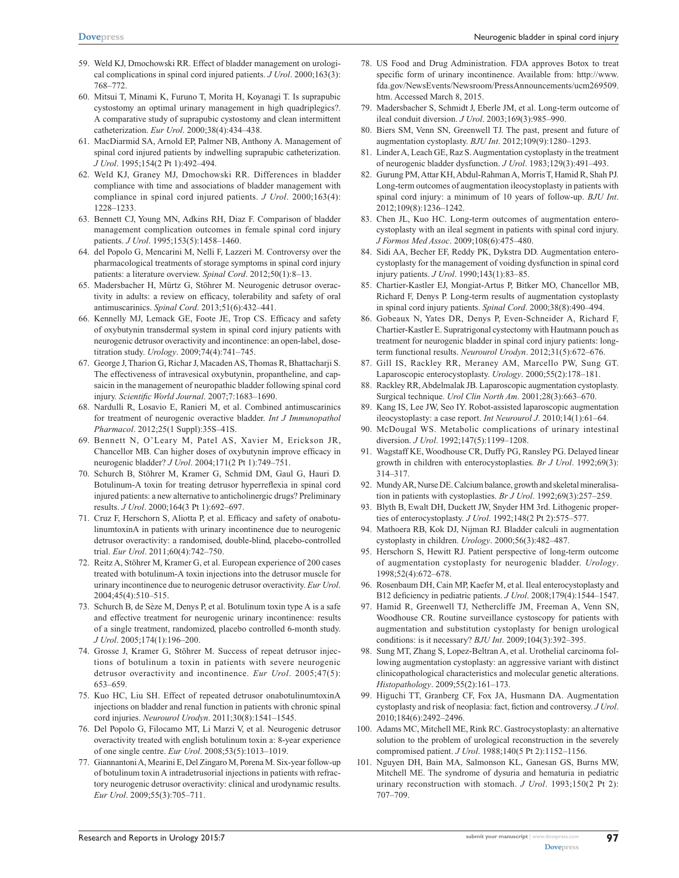59. Weld KJ, Dmochowski RR. Effect of bladder management on urological complications in spinal cord injured patients. *J Urol*. 2000;163(3):768–772.
60. Mitsui T, Minami K, Furuno T, Morita H, Koyanagi T. Is suprapubic cystostomy an optimal urinary management in high quadriplegics?. A comparative study of suprapubic cystostomy and clean intermittent catheterization. *Eur Urol*. 2000;38(4):434–438.
61. MacDiarmid SA, Arnold EP, Palmer NB, Anthony A. Management of spinal cord injured patients by indwelling suprapubic catheterization. *J Urol*. 1995;154(2 Pt 1):492–494.
62. Weld KJ, Graney MJ, Dmochowski RR. Differences in bladder compliance with time and associations of bladder management with compliance in spinal cord injured patients. *J Urol*. 2000;163(4):1228–1233.
63. Bennett CJ, Young MN, Adkins RH, Diaz F. Comparison of bladder management complication outcomes in female spinal cord injury patients. *J Urol*. 1995;153(5):1458–1460.
64. del Popolo G, Mencarini M, Nelli F, Lazzeri M. Controversy over the pharmacological treatments of storage symptoms in spinal cord injury patients: a literature overview. *Spinal Cord*. 2012;50(1):8–13.
65. Madersbacher H, Mürtz G, Stöhrer M. Neurogenic detrusor overactivity in adults: a review on efficacy, tolerability and safety of oral antimuscarinics. *Spinal Cord*. 2013;51(6):432–441.
66. Kennelly MJ, Lemack GE, Foote JE, Trop CS. Efficacy and safety of oxybutynin transdermal system in spinal cord injury patients with neurogenic detrusor overactivity and incontinence: an open-label, dose-titration study. *Urology*. 2009;74(4):741–745.
67. George J, Tharion G, Richar J, Macaden AS, Thomas R, Bhattacharji S. The effectiveness of intravesical oxybutynin, propantheline, and capsaicin in the management of neuropathic bladder following spinal cord injury. *Scientific World Journal*. 2007;7:1683–1690.
68. Nardulli R, Losavio E, Ranieri M, et al. Combined antimuscarinics for treatment of neurogenic overactive bladder. *Int J Immunopathol Pharmacol*. 2012;25(1 Suppl):35S–41S.
69. Bennett N, O'Leary M, Patel AS, Xavier M, Erickson JR, Chancellor MB. Can higher doses of oxybutynin improve efficacy in neurogenic bladder? *J Urol*. 2004;171(2 Pt 1):749–751.
70. Schurch B, Stöhrer M, Kramer G, Schmid DM, Gaul G, Hauri D. Botulinum-A toxin for treating detrusor hyperreflexia in spinal cord injured patients: a new alternative to anticholinergic drugs? Preliminary results. *J Urol*. 2000;164(3 Pt 1):692–697.
71. Cruz F, Herschorn S, Aliotta P, et al. Efficacy and safety of onabotulinumtoxinA in patients with urinary incontinence due to neurogenic detrusor overactivity: a randomised, double-blind, placebo-controlled trial. *Eur Urol*. 2011;60(4):742–750.
72. Reitz A, Stöhrer M, Kramer G, et al. European experience of 200 cases treated with botulinum-A toxin injections into the detrusor muscle for urinary incontinence due to neurogenic detrusor overactivity. *Eur Urol*. 2004;45(4):510–515.
73. Schurch B, de Sèze M, Denys P, et al. Botulinum toxin type A is a safe and effective treatment for neurogenic urinary incontinence: results of a single treatment, randomized, placebo controlled 6-month study. *J Urol*. 2005;174(1):196–200.
74. Grosse J, Kramer G, Stöhrer M. Success of repeat detrusor injections of botulinum a toxin in patients with severe neurogenic detrusor overactivity and incontinence. *Eur Urol*. 2005;47(5):653–659.
75. Kuo HC, Liu SH. Effect of repeated detrusor onabotulinumtoxinA injections on bladder and renal function in patients with chronic spinal cord injuries. *Neurourol Urodyn*. 2011;30(8):1541–1545.
76. Del Popolo G, Filocamo MT, Li Marzi V, et al. Neurogenic detrusor overactivity treated with english botulinum toxin a: 8-year experience of one single centre. *Eur Urol*. 2008;53(5):1013–1019.
77. Giannantoni A, Mearini E, Del Zingaro M, Porena M. Six-year follow-up of botulinum toxin A intradetrusorial injections in patients with refractory neurogenic detrusor overactivity: clinical and urodynamic results. *Eur Urol*. 2009;55(3):705–711.
78. US Food and Drug Administration. FDA approves Botox to treat specific form of urinary incontinence. Available from: http://www.fda.gov/NewsEvents/Newsroom/PressAnnouncements/ucm269509.htm. Accessed March 8, 2015.
79. Madersbacher S, Schmidt J, Eberle JM, et al. Long-term outcome of ileal conduit diversion. *J Urol*. 2003;169(3):985–990.
80. Biers SM, Venn SN, Greenwell TJ. The past, present and future of augmentation cystoplasty. *BJU Int*. 2012;109(9):1280–1293.
81. Linder A, Leach GE, Raz S. Augmentation cystoplasty in the treatment of neurogenic bladder dysfunction. *J Urol*. 1983;129(3):491–493.
82. Gurung PM, Attar KH, Abdul-Rahman A, Morris T, Hamid R, Shah PJ. Long-term outcomes of augmentation ileocystoplasty in patients with spinal cord injury: a minimum of 10 years of follow-up. *BJU Int*. 2012;109(8):1236–1242.
83. Chen JL, Kuo HC. Long-term outcomes of augmentation enterocystoplasty with an ileal segment in patients with spinal cord injury. *J Formos Med Assoc*. 2009;108(6):475–480.
84. Sidi AA, Becher EF, Reddy PK, Dykstra DD. Augmentation enterocystoplasty for the management of voiding dysfunction in spinal cord injury patients. *J Urol*. 1990;143(1):83–85.
85. Chartier-Kastler EJ, Mongiat-Artus P, Bitker MO, Chancellor MB, Richard F, Denys P. Long-term results of augmentation cystoplasty in spinal cord injury patients. *Spinal Cord*. 2000;38(8):490–494.
86. Gobeaux N, Yates DR, Denys P, Even-Schneider A, Richard F, Chartier-Kastler E. Supratrigonal cystectomy with Hautmann pouch as treatment for neurogenic bladder in spinal cord injury patients: long-term functional results. *Neurourol Urodyn*. 2012;31(5):672–676.
87. Gill IS, Rackley RR, Meraney AM, Marcello PW, Sung GT. Laparoscopic enterocystoplasty. *Urology*. 2000;55(2):178–181.
88. Rackley RR, Abdelmalak JB. Laparoscopic augmentation cystoplasty. Surgical technique. *Urol Clin North Am*. 2001;28(3):663–670.
89. Kang IS, Lee JW, Seo IY. Robot-assisted laparoscopic augmentation ileocystoplasty: a case report. *Int Neurourol J*. 2010;14(1):61–64.
90. McDougal WS. Metabolic complications of urinary intestinal diversion. *J Urol*. 1992;147(5):1199–1208.
91. Wagstaff KE, Woodhouse CR, Duffy PG, Ransley PG. Delayed linear growth in children with enterocystoplasties. *Br J Urol*. 1992;69(3):314–317.
92. Mundy AR, Nurse DE. Calcium balance, growth and skeletal mineralisation in patients with cystoplasties. *Br J Urol*. 1992;69(3):257–259.
93. Blyth B, Ewalt DH, Duckett JW, Snyder HM 3rd. Lithogenic properties of enterocystoplasty. *J Urol*. 1992;148(2 Pt 2):575–577.
94. Mathoera RB, Kok DJ, Nijman RJ. Bladder calculi in augmentation cystoplasty in children. *Urology*. 2000;56(3):482–487.
95. Herschorn S, Hewitt RJ. Patient perspective of long-term outcome of augmentation cystoplasty for neurogenic bladder. *Urology*. 1998;52(4):672–678.
96. Rosenbaum DH, Cain MP, Kaefer M, et al. Ileal enterocystoplasty and B12 deficiency in pediatric patients. *J Urol*. 2008;179(4):1544–1547.
97. Hamid R, Greenwell TJ, Nethercliffe JM, Freeman A, Venn SN, Woodhouse CR. Routine surveillance cystoscopy for patients with augmentation and substitution cystoplasty for benign urological conditions: is it necessary? *BJU Int*. 2009;104(3):392–395.
98. Sung MT, Zhang S, Lopez-Beltran A, et al. Urothelial carcinoma following augmentation cystoplasty: an aggressive variant with distinct clinicopathological characteristics and molecular genetic alterations. *Histopathology*. 2009;55(2):161–173.
99. Higuchi TT, Granberg CF, Fox JA, Husmann DA. Augmentation cystoplasty and risk of neoplasia: fact, fiction and controversy. *J Urol*. 2010;184(6):2492–2496.
100. Adams MC, Mitchell ME, Rink RC. Gastrocystoplasty: an alternative solution to the problem of urological reconstruction in the severely compromised patient. *J Urol*. 1988;140(5 Pt 2):1152–1156.
101. Nguyen DH, Bain MA, Salmonson KL, Ganesan GS, Burns MW, Mitchell ME. The syndrome of dysuria and hematuria in pediatric urinary reconstruction with stomach. *J Urol*. 1993;150(2 Pt 2):707–709.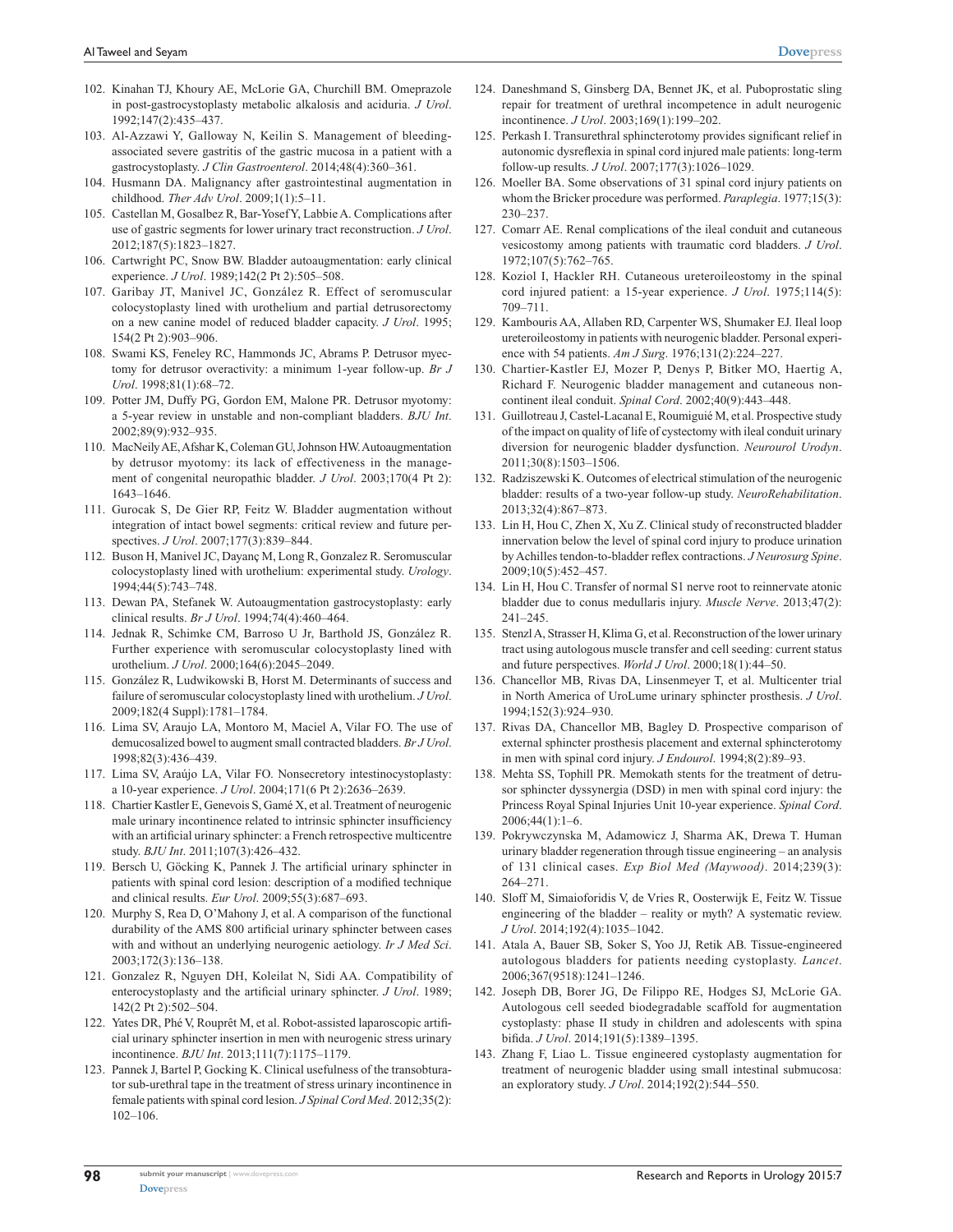102. Kinahan TJ, Khoury AE, McLorie GA, Churchill BM. Omeprazole in post-gastrocystoplasty metabolic alkalosis and aciduria. *J Urol*. 1992;147(2):435–437.
103. Al-Azzawi Y, Galloway N, Keilin S. Management of bleeding-associated severe gastritis of the gastric mucosa in a patient with a gastrocystoplasty. *J Clin Gastroenterol*. 2014;48(4):360–361.
104. Husmann DA. Malignancy after gastrointestinal augmentation in childhood. *Ther Adv Urol*. 2009;1(1):5–11.
105. Castellan M, Gosalbez R, Bar-Yosef Y, Labbie A. Complications after use of gastric segments for lower urinary tract reconstruction. *J Urol*. 2012;187(5):1823–1827.
106. Cartwright PC, Snow BW. Bladder autoaugmentation: early clinical experience. *J Urol*. 1989;142(2 Pt 2):505–508.
107. Garibay JT, Manivel JC, González R. Effect of seromuscular colocystoplasty lined with urothelium and partial detrusorectomy on a new canine model of reduced bladder capacity. *J Urol*. 1995; 154(2 Pt 2):903–906.
108. Swami KS, Feneley RC, Hammonds JC, Abrams P. Detrusor myectomy for detrusor overactivity: a minimum 1-year follow-up. *Br J Urol*. 1998;81(1):68–72.
109. Potter JM, Duffy PG, Gordon EM, Malone PR. Detrusor myotomy: a 5-year review in unstable and non-compliant bladders. *BJU Int*. 2002;89(9):932–935.
110. MacNeily AE, Afshar K, Coleman GU, Johnson HW. Autoaugmentation by detrusor myotomy: its lack of effectiveness in the management of congenital neuropathic bladder. *J Urol*. 2003;170(4 Pt 2): 1643–1646.
111. Gurocak S, De Gier RP, Feitz W. Bladder augmentation without integration of intact bowel segments: critical review and future perspectives. *J Urol*. 2007;177(3):839–844.
112. Buson H, Manivel JC, Dayanç M, Long R, Gonzalez R. Seromuscular colocystoplasty lined with urothelium: experimental study. *Urology*. 1994;44(5):743–748.
113. Dewan PA, Stefanek W. Autoaugmentation gastrocystoplasty: early clinical results. *Br J Urol*. 1994;74(4):460–464.
114. Jednak R, Schimke CM, Barroso U Jr, Barthold JS, González R. Further experience with seromuscular colocystoplasty lined with urothelium. *J Urol*. 2000;164(6):2045–2049.
115. González R, Ludwikowski B, Horst M. Determinants of success and failure of seromuscular colocystoplasty lined with urothelium. *J Urol*. 2009;182(4 Suppl):1781–1784.
116. Lima SV, Araujo LA, Montoro M, Maciel A, Vilar FO. The use of demucosalized bowel to augment small contracted bladders. *Br J Urol*. 1998;82(3):436–439.
117. Lima SV, Araújo LA, Vilar FO. Nonsecretory intestinocystoplasty: a 10-year experience. *J Urol*. 2004;171(6 Pt 2):2636–2639.
118. Chartier Kastler E, Genevois S, Gamé X, et al. Treatment of neurogenic male urinary incontinence related to intrinsic sphincter insufficiency with an artificial urinary sphincter: a French retrospective multicentre study. *BJU Int*. 2011;107(3):426–432.
119. Bersch U, Göcking K, Pannek J. The artificial urinary sphincter in patients with spinal cord lesion: description of a modified technique and clinical results. *Eur Urol*. 2009;55(3):687–693.
120. Murphy S, Rea D, O'Mahony J, et al. A comparison of the functional durability of the AMS 800 artificial urinary sphincter between cases with and without an underlying neurogenic aetiology. *Ir J Med Sci*. 2003;172(3):136–138.
121. Gonzalez R, Nguyen DH, Koleilat N, Sidi AA. Compatibility of enterocystoplasty and the artificial urinary sphincter. *J Urol*. 1989; 142(2 Pt 2):502–504.
122. Yates DR, Phé V, Rouprêt M, et al. Robot-assisted laparoscopic artificial urinary sphincter insertion in men with neurogenic stress urinary incontinence. *BJU Int*. 2013;111(7):1175–1179.
123. Pannek J, Bartel P, Gocking K. Clinical usefulness of the transobturator sub-urethral tape in the treatment of stress urinary incontinence in female patients with spinal cord lesion. *J Spinal Cord Med*. 2012;35(2): 102–106.
124. Daneshmand S, Ginsberg DA, Bennet JK, et al. Puboprostatic sling repair for treatment of urethral incompetence in adult neurogenic incontinence. *J Urol*. 2003;169(1):199–202.
125. Perkash I. Transurethral sphincterotomy provides significant relief in autonomic dysreflexia in spinal cord injured male patients: long-term follow-up results. *J Urol*. 2007;177(3):1026–1029.
126. Moeller BA. Some observations of 31 spinal cord injury patients on whom the Bricker procedure was performed. *Paraplegia*. 1977;15(3): 230–237.
127. Comarr AE. Renal complications of the ileal conduit and cutaneous vesicostomy among patients with traumatic cord bladders. *J Urol*. 1972;107(5):762–765.
128. Koziol I, Hackler RH. Cutaneous ureteroileostomy in the spinal cord injured patient: a 15-year experience. *J Urol*. 1975;114(5): 709–711.
129. Kambouris AA, Allaben RD, Carpenter WS, Shumaker EJ. Ileal loop ureteroileostomy in patients with neurogenic bladder. Personal experience with 54 patients. *Am J Surg*. 1976;131(2):224–227.
130. Chartier-Kastler EJ, Mozer P, Denys P, Bitker MO, Haertig A, Richard F. Neurogenic bladder management and cutaneous non-continent ileal conduit. *Spinal Cord*. 2002;40(9):443–448.
131. Guillotreau J, Castel-Lacanal E, Roumiguié M, et al. Prospective study of the impact on quality of life of cystectomy with ileal conduit urinary diversion for neurogenic bladder dysfunction. *Neurourol Urodyn*. 2011;30(8):1503–1506.
132. Radziszewski K. Outcomes of electrical stimulation of the neurogenic bladder: results of a two-year follow-up study. *NeuroRehabilitation*. 2013;32(4):867–873.
133. Lin H, Hou C, Zhen X, Xu Z. Clinical study of reconstructed bladder innervation below the level of spinal cord injury to produce urination by Achilles tendon-to-bladder reflex contractions. *J Neurosurg Spine*. 2009;10(5):452–457.
134. Lin H, Hou C. Transfer of normal S1 nerve root to reinnervate atonic bladder due to conus medullaris injury. *Muscle Nerve*. 2013;47(2): 241–245.
135. Stenzl A, Strasser H, Klima G, et al. Reconstruction of the lower urinary tract using autologous muscle transfer and cell seeding: current status and future perspectives. *World J Urol*. 2000;18(1):44–50.
136. Chancellor MB, Rivas DA, Linsenmeyer T, et al. Multicenter trial in North America of UroLume urinary sphincter prosthesis. *J Urol*. 1994;152(3):924–930.
137. Rivas DA, Chancellor MB, Bagley D. Prospective comparison of external sphincter prosthesis placement and external sphincterotomy in men with spinal cord injury. *J Endourol*. 1994;8(2):89–93.
138. Mehta SS, Tophill PR. Memokath stents for the treatment of detrusor sphincter dyssynergia (DSD) in men with spinal cord injury: the Princess Royal Spinal Injuries Unit 10-year experience. *Spinal Cord*. 2006;44(1):1–6.
139. Pokrywczynska M, Adamowicz J, Sharma AK, Drewa T. Human urinary bladder regeneration through tissue engineering – an analysis of 131 clinical cases. *Exp Biol Med (Maywood)*. 2014;239(3): 264–271.
140. Sloff M, Simaioforidis V, de Vries R, Oosterwijk E, Feitz W. Tissue engineering of the bladder – reality or myth? A systematic review. *J Urol*. 2014;192(4):1035–1042.
141. Atala A, Bauer SB, Soker S, Yoo JJ, Retik AB. Tissue-engineered autologous bladders for patients needing cystoplasty. *Lancet*. 2006;367(9518):1241–1246.
142. Joseph DB, Borer JG, De Filippo RE, Hodges SJ, McLorie GA. Autologous cell seeded biodegradable scaffold for augmentation cystoplasty: phase II study in children and adolescents with spina bifida. *J Urol*. 2014;191(5):1389–1395.
143. Zhang F, Liao L. Tissue engineered cystoplasty augmentation for treatment of neurogenic bladder using small intestinal submucosa: an exploratory study. *J Urol*. 2014;192(2):544–550.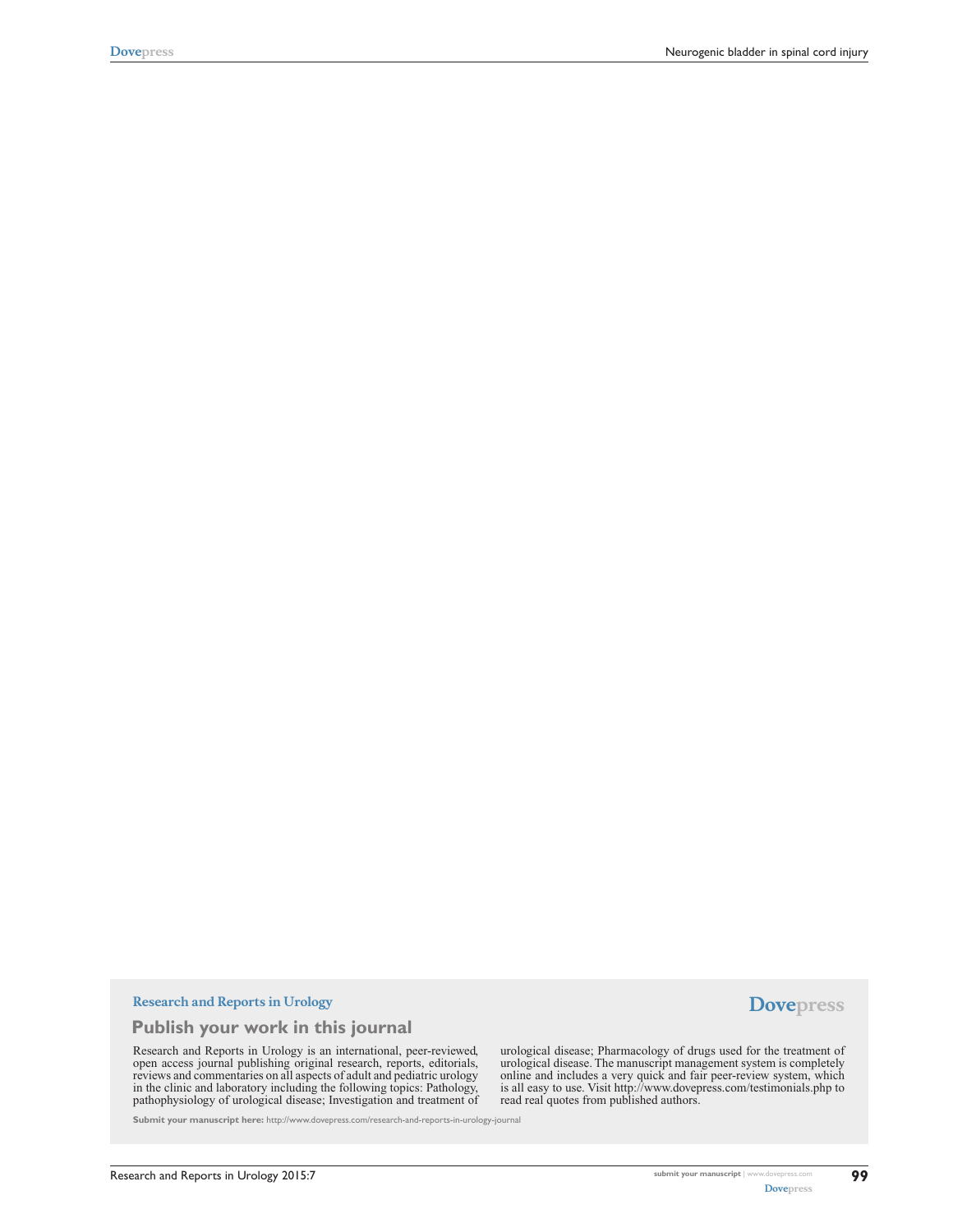**Research and Reports in Urology**

**Dovepress**

## Publish your work in this journal

Research and Reports in Urology is an international, peer-reviewed, open access journal publishing original research, reports, editorials, reviews and commentaries on all aspects of adult and pediatric urology in the clinic and laboratory including the following topics: Pathology, pathophysiology of urological disease; Investigation and treatment of urological disease; Pharmacology of drugs used for the treatment of urological disease. The manuscript management system is completely online and includes a very quick and fair peer-review system, which is all easy to use. Visit http://www.dovepress.com/testimonials.php to read real quotes from published authors.

**Submit your manuscript here:** http://www.dovepress.com/research-and-reports-in-urology-journal